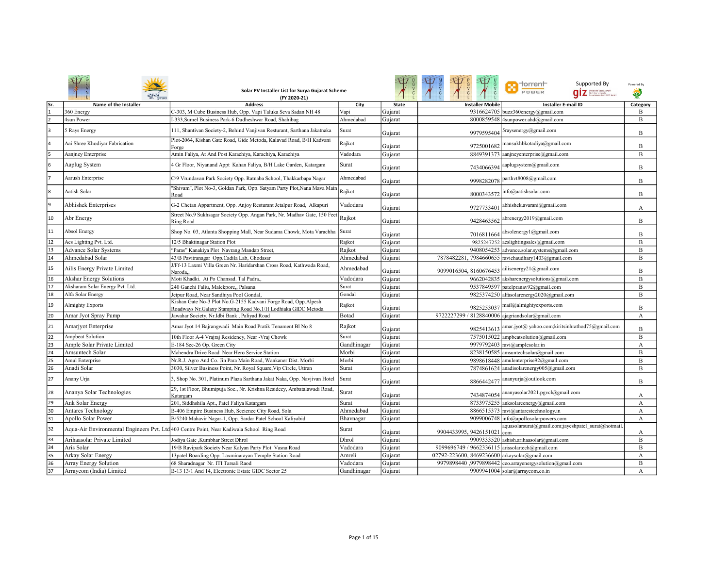Solar PV Installer List for Surya Gujarat Scheme (FY 2020-21)

Supported By giz

Powered By

| Sr. | Name of the Installer | Address | City | State | Installer Mobile | Installer E-mail ID | Category |
|---|---|---|---|---|---|---|---|
| 1 | 360 Energy | C-303, M Cube Business Hub, Opp. Vapi Taluka Seva Sadan NH 48 | Vapi | Gujarat | 9316624705 | buzz360energy@gmail.com | B |
| 2 | 4sun Power | I-333,Sumel Business Park-6 Dudheshwar Road, Shahibag | Ahmedabad | Gujarat | 8000859548 | 4sunpower.ahd@gmail.com | B |
| 3 | 5 Rays Energy | 111, Shantivan Society-2, Behind Vanjivan Resturant, Sarthana Jakatnaka | Surat | Gujarat | 9979595404 | 5raysenergy@gmail.com | B |
| 4 | Aai Shree Khodiyar Fabrication | Plot-2064, Kishan Gate Road, Gidc Metoda, Kalavad Road, B/H Kadvani Forge | Rajkot | Gujarat | 9725001682 | mansukhbkotadiya@gmail.com | B |
| 5 | Aanjney Enterprise | Amin Faliya, At And Post Karachiya, Karachiya, Karachiya | Vadodara | Gujarat | 8849391373 | aanjneyenterprise@gmail.com | B |
| 6 | Aaplug System | 4 Gr Floor, Niyanand Appt Kahan Faliya, B/H Lake Garden, Katargam | Surat | Gujarat | 7434066394 | aaplugsystem@gmail.com | B |
| 7 | Aarush Enterprise | C/9 Vrundavan Park Society Opp. Ratnaba School, Thakkarbapa Nagar | Ahmedabad | Gujarat | 9998282078 | parthvt8008@gmail.com | B |
| 8 | Aatish Solar | "Shivam", Plot No-3, Goldan Park, Opp. Satyam Party Plot,Nana Mava Main Road | Rajkot | Gujarat | 8000343572 | info@aatishsolar.com | B |
| 9 | Abhishek Enterprises | G-2 Chetan Appartment, Opp. Anjoy Resturant Jetalpur Road, Alkapuri | Vadodara | Gujarat | 9727733401 | abhishek.avarani@gmail.com | A |
| 10 | Abr Energy | Street No.9 Sukhsagar Society Opp. Angan Park, Nr. Madhav Gate, 150 Feet Ring Road | Rajkot | Gujarat | 9428463562 | abrenergy2019@gmail.com | B |
| 11 | Absol Energy | Shop No. 03, Atlanta Shopping Mall, Near Sudama Chowk, Mota Varachha | Surat | Gujarat | 7016811664 | absolenergy1@gmail.com | B |
| 12 | Acs Lighting Pvt. Ltd. | 12/5 Bhaktinagar Station Plot | Rajkot | Gujarat | 9825247252 | acslightingsales@gmail.com | B |
| 13 | Advance Solar Systems | "Paras" Kanakiya Plot Navrang Mandap Street, | Rajkot | Gujarat | 9408054253 | advance.solar.systems@gmail.com | B |
| 14 | Ahmedabad Solar | 43/B Pavitranagar Opp.Cadila Lab, Ghodasar | Ahmedabad | Gujarat | 7878482281, 7984660655 | ravichaudhary1403@gmail.com | B |
| 15 | Ailis Energy Private Limited | J/Ff-13 Laxmi Villa Green Nr. Haridarshan Cross Road, Kathwada Road, Naroda,, | Ahmedabad | Gujarat | 9099016504, 8160676453 | ailisenergy21@gmail.com | B |
| 16 | Akshar Energy Solutions | Moti Khadki. At Po Chansad. Tal Padra., | Vadodara | Gujarat | 9662042835 | aksharenergysolutions@gmail.com | B |
| 17 | Aksharam Solar Energy Pvt. Ltd. | 240 Ganchi Faliu, Malekpore,, Palsana | Surat | Gujarat | 9537849597 | patelpranav92@gmail.com | B |
| 18 | Alfa Solar Energy | Jetpur Road, Near Sandhiya Pool Gondal, | Gondal | Gujarat | 9825374250 | alfasolarenergy2020@gmail.com | B |
| 19 | Almighty Exports | Kishan Gate No-3 Plot No.G-2155 Kadvani Forge Road, Opp.Alpesh Roadways Nr.Galaxy Stamping Road No.1/H Lodhiaka GIDC Metoda | Rajkot | Gujarat | 9825253037 | mail@almightyexports.com | B |
| 20 | Amar Jyot Spray Pump | Jawahar Society, Nr.Idbi Bank , Paliyad Road | Botad | Gujarat | 9722227299 / 8128840006 | ajagriandsolar@gmail.com | A |
| 21 | Amarjyot Enterprise | Amar Jyot 14 Bajrangwadi Main Road Pratik Tenament Bl No 8 | Rajkot | Gujarat | 9825413613 | amar.jyot@ yahoo.com;kiritsinhrathod75@gmail.com | B |
| 22 | Ampbeat Solution | 10th Floor A-4 Vrajraj Residency, Near -Vraj Chowk | Surat | Gujarat | 7575015022 | ampbeatsolution@gmail.com | B |
| 23 | Ample Solar Private Limited | E-184 Sec-26 Op. Green City | Gandhinagar | Gujarat | 9979792403 | ravi@amplesolar.in | A |
| 24 | Amsuntech Solar | Mahendra Drive Road Near Hero Service Station | Morbi | Gujarat | 8238150585 | amsuntechsolar@gmail.com | B |
| 25 | Amul Enterprise | Nr.R.J. Agro And Co. Jin Para Main Road, Wankaner Dist. Morbi | Morbi | Gujarat | 9898618448 | amulenterprise92@gmail.com | B |
| 26 | Anadi Solar | 3030, Silver Business Point, Nr. Royal Square,Vip Circle, Uttran | Surat | Gujarat | 7874861624 | anadisolarenergy005@gmail.com | B |
| 27 | Anany Urja | 3, Shop No. 301, Platinum Plaza Sarthana Jakat Naka, Opp. Navjivan Hotel | Surat | Gujarat | 8866442477 | ananyurja@outlook.com | B |
| 28 | Ananya Solar Technologies | 29, 1st Floor, Bhumipuja Soc., Nr. Krishna Residecy, Ambatalawadi Road, Katargam | Surat | Gujarat | 7434874054 | ananyasolar2021.pgvcl@gmail.com | A |
| 29 | Ank Solar Energy | 201, Siddhshila Apt., Patel Faliya Katargam | Surat | Gujarat | 8733975255 | anksolareenergy@gmail.com | A |
| 30 | Antares Technology | B-406 Empire Business Hub, Sceience City Road, Sola | Ahmedabad | Gujarat | 8866515373 | ravi@antarestechnology.in | A |
| 31 | Apollo Solar Power | B/5240 Mahavir Nagar-1, Opp. Sardar Patel School Kaliyabid | Bhavnagar | Gujarat | 9099006748 | info@apollosolarpowers.com | A |
| 32 | Aqua-Air Environmental Engineers Pvt. Ltd | 403 Centre Point, Near Kadiwala School Ring Road | Surat | Gujarat | 9904433995, 9426151021 | aquasolarsurat@gmail.com;jayeshpatel_surat@hotmail.com | A |
| 33 | Arihaasolar Private Limited | Jodiya Gate ,Kumbhar Street Dhrol | Dhrol | Gujarat | 9909333520 | ashish.arihaasolar@gmail.com | B |
| 34 | Aris Solar | 19/B Ravipark Society Near Kalyan Party Plot Vasna Road | Vadodara | Gujarat | 9099696749 / 9662336115 | arissolartech@gmail.com | B |
| 35 | Arkay Solar Energy | 13patel Boarding Opp. Laxminarayan Temple Station Road | Amreli | Gujarat | 02792-223600, 8469236600 | arkaysolar@gmail.com | A |
| 36 | Array Energy Solution | 68 Sharadnagar Nr. ITI Tarsali Road | Vadodara | Gujarat | 9979898440 ,9979898442 | ceo.arrayenergysolution@gmail.com | B |
| 37 | Arraycom (India) Limited | B-13 13/1 And 14, Electronic Estate GIDC Sector 25 | Gandhinagar | Gujarat | 9909941004 | solar@arraycom.co.in | A |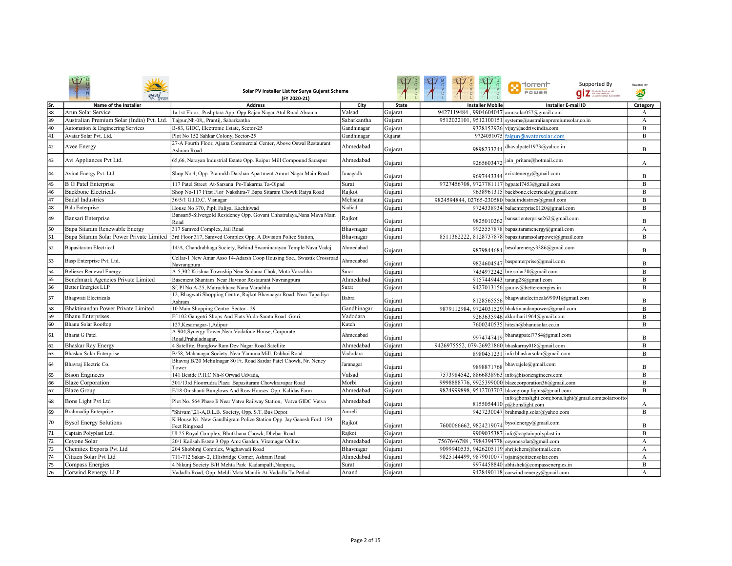**Solar PV Installer List for Surya Gujarat Scheme**

**(FY 2020-21)**

| Sr. | Name of the Installer | Address | City | State | Installer Mobile | Installer E-mail ID | Category |
|---|---|---|---|---|---|---|---|
| 38 | Arun Solar Service | 1a 1st Floor, Pushptara App. Opp.Rajan Nagar Atul Road Abrama | Valsad | Gujarat | 9427119484 , 9904604047 | arunsolar057@gmail.com | A |
| 39 | Australian Premium Solar (India) Pvt. Ltd. | Tajpur,Nh-08,, Prantij, Sabarkantha | Sabarkantha | Gujarat | 9512022101, 9512100151 | systems@australianpremiumsolar.co.in | A |
| 40 | Automation & Engineering Services | B-83, GIDC, Electronic Estate, Sector-25 | Gandhinagar | Gujarat | 9328152926 | vijay@acdriveindia.com | B |
| 41 | Avatar Solar Pvt. Ltd. | Plot No 152 Sahkar Colony, Sector-25 | Gandhinagar | Gujarat | 9724051075 | falgun@avatarsolar.com | B |
| 42 | Avee Energy | 27-A Fourth Floor, Ajanta Commercial Center, Above Oswal Restaurant Ashram Road | Ahmedabad | Gujarat | 9898233244 | dhavalpatel1973@yahoo.in | B |
| 43 | Avi Appliances Pvt Ltd. | 65,66, Narayan Industrial Estate Opp. Raipur Mill Compound Saraspur | Ahmedabad | Gujarat | 9265603472 | jain_pritam@hotmail.com | A |
| 44 | Avirat Energy Pvt. Ltd. | Shop No 4, Opp. Pramukh Darshan Apartment Amrut Nagar Main Road | Junagadh | Gujarat | 9697443344 | aviratenergy@gmail.com | B |
| 45 | B G Patel Enterprise | 117 Patel Street At-Sarsana Po-Takarma Ta-Olpad | Surat | Gujarat | 9727456708, 9727781117 | bgpatel7453@gmail.com | B |
| 46 | Backbone Electricals | Shop No-117 First Flor Nakshtra-7 Bapa Sitaram Chowk Raiya Road | Rajkot | Gujarat | 9638961315 | backbone.electricals@gmail.com | B |
| 47 | Badal Industries | 36/5/1 G.I.D.C. Visnagar | Mehsana | Gujarat | 9824594844, 02765-230580 | badalindustries@gmail.com | B |
| 48 | Bala Enterprise | House No 370, Pipli Faliya, Kachhiwad | Nadiad | Gujarat | 9724338934 | balaenterprise0120@gmail.com | B |
| 49 | Bansari Enterprise | Bansari5-Silvergold Residency Opp. Govani Chhatralaya,Nana Mava Main Road | Rajkot | Gujarat | 9825010262 | bansarienterprise262@gmail.com | B |
| 50 | Bapa Sitaram Renewable Energy | 317 Samved Complex, Jail Road | Bhavnagar | Gujarat | 9925557878 | bapasitaramenergy@gmail.com | A |
| 51 | Bapa Sitaram Solar Power Private Limited | 3rd Floor 317, Samved Complex Opp. A Division Police Station, | Bhavnagar | Gujarat | 8511362222, 8128737878 | bapasitaramsolarpower@gmail.com | B |
| 52 | Bapasitaram Electrical | 14/A, Chandrabhaga Society, Behind Swaminarayan Temple Nava Vadaj | Ahmedabad | Gujarat | 9879844684 | besolarenergy3386@gmail.com | B |
| 53 | Basp Enterprise Pvt. Ltd. | Cellar-1 New Amar Asso 14-Adarsh Coop Housing Soc., Swastik Crossroad Navrangpura | Ahmedabad | Gujarat | 9824604547 | baspenterprise@gmail.com | B |
| 54 | Believer Renewal Energy | A-5,302 Krishna Township Near Sudama Chok, Mota Varachha | Surat | Gujarat | 7434972242 | bre.solar20@gmail.com | B |
| 55 | Benchmark Agencies Private Limited | Basement Shantam Near Havmor Restaurant Navrangpura | Ahmedabad | Gujarat | 9157449443 | tarang28@gmail.com | B |
| 56 | Better Energies LLP | Sf, Pl No A-25, Matruchhaya Nana Varachha | Surat | Gujarat | 9427013156 | gaurav@betterenergies.in | B |
| 57 | Bhagwati Electricals | 12, Bhagwati Shopping Centre, Rajkot Bhavnagar Road, Near Tapadiya Ashram | Babra | Gujarat | 8128565556 | bhagwatielectricals99091@gmail.com | B |
| 58 | Bhaktinandan Power Private Limited | 10 Main Shopping Centre Sector - 29 | Gandhinagar | Gujarat | 9879112984, 9724031529 | bhaktinandanpower@gmail.com | B |
| 59 | Bhanu Enterprises | Ff-102 Gangotri Shops And Flats Vuda-Samta Road Gotri, | Vadodara | Gujarat | 9263635946 | akkothari1964@gmail.com | B |
| 60 | Bhanu Solar Rooftop | 127,Kesarnagar-1,Adipur | Kutch | Gujarat | 7600240535 | hitesh@bhanusolar.co.in | B |
| 61 | Bharat G Patel | A-904,Synergy Tower,Near Vodafone House, Corporate Road,Prahaladnagar, | Ahmedabad | Gujarat | 9974747419 | bharatgpatel7784@gmail.com | B |
| 62 | Bhaskar Ray Energy | 4 Satellite, Bunglow Ram Dev Nagar Road Satellite | Ahmedabad | Gujarat | 9426975552, 079-26921860 | bhaskarray018@gmail.com | B |
| 63 | Bhaskar Solar Enterprise | B/58, Mahanagar Society, Near Yamuna Mill, Dabhoi Road | Vadodara | Gujarat | 8980451231 | info.bhaskarsolar@gmail.com | B |
| 64 | Bhavraj Electric Co. | Bhavraj B/20 Mehulnagar 80 Ft. Road Sardar Patel Chowk, Nr. Nency Tower | Jamnagar | Gujarat | 9898871768 | bhavrajele@gmail.com | B |
| 65 | Bison Engineers | 141 Beside P.H.C Nh-8 Orwad Udvada, | Valsad | Gujarat | 7573984542, 8866838963 | info@bisonengineers.com | B |
| 66 | Blaze Corporation | 301/13rd Floorrudra Plaza Bapasitaram Chowkravapar Road | Morbi | Gujarat | 9998888776, 9925399000 | blazecorporation36@gmail.com | B |
| 67 | Blaze Group | F/18 Omshanti Bunglows And Row Houses Opp. Kalidas Farm | Ahmedabad | Gujarat | 9824999898, 9512703703 | blazegroup.lights@gmail.com | B |
| 68 | Bons Light Pvt Ltd | Plot No. 564 Phase Ii Near Vatva Railway Station, Vatva GIDC Vatva | Ahmedabad | Gujarat | 8155054410 | info@bonslight.com;bons.light@gmail.com;solarroofto p@bonslight.com | A |
| 69 | Brahmadip Enterprise | "Shivam",21-A,D.L.B. Society, Opp. S.T. Bus Depot | Amreli | Gujarat | 9427230047 | brahmadip.solar@yahoo.com | B |
| 70 | Bysol Energy Solutions | K House Nr. New Gandhigram Police Station Opp. Jay Ganesh Ford 150 Feet Ringroad | Rajkot | Gujarat | 7600066662, 9824219074 | bysolenergy@gmail.com | B |
| 71 | Captain Polyplast Ltd. | Ul 25 Royal Complex, Bhutkhana Chowk, Dhebar Road | Rajkot | Gujarat | 9909035387 | info@captainpolyplast.in | B |
| 72 | Ceyone Solar | 20/1 Kailsah Estste 3 Opp Amc Garden, Viratnagar Odhav | Ahmedabad | Gujarat | 7567646788 , 7984394778 | ceyonesolar@gmail.com | A |
| 73 | Chemitex Exports Pvt Ltd | 204 Shobhraj Complex, Waghawadi Road | Bhavnagar | Gujarat | 9099940535, 9426205119 | shrijichem@hotmail.com | A |
| 74 | Citizen Solar Pvt Ltd | 711-712 Sakar- 2, Ellisbridge Corner, Ashram Road | Ahmedabad | Gujarat | 9825144499, 9879010077 | tsjain@citizensolar.com | A |
| 75 | Compass Energies | 4 Nikunj Society B/H Mehta Park Kadampalli,Nanpura, | Surat | Gujarat | 9974458840 | abhishek@compassenergies.in | B |
| 76 | Corwind Renergy LLP | Vadadla Road, Opp. Meldi Mata Mandir At-Vadadla Ta-Petlad | Anand | Gujarat | 9428490118 | corwind.renergy@gmail.com | A |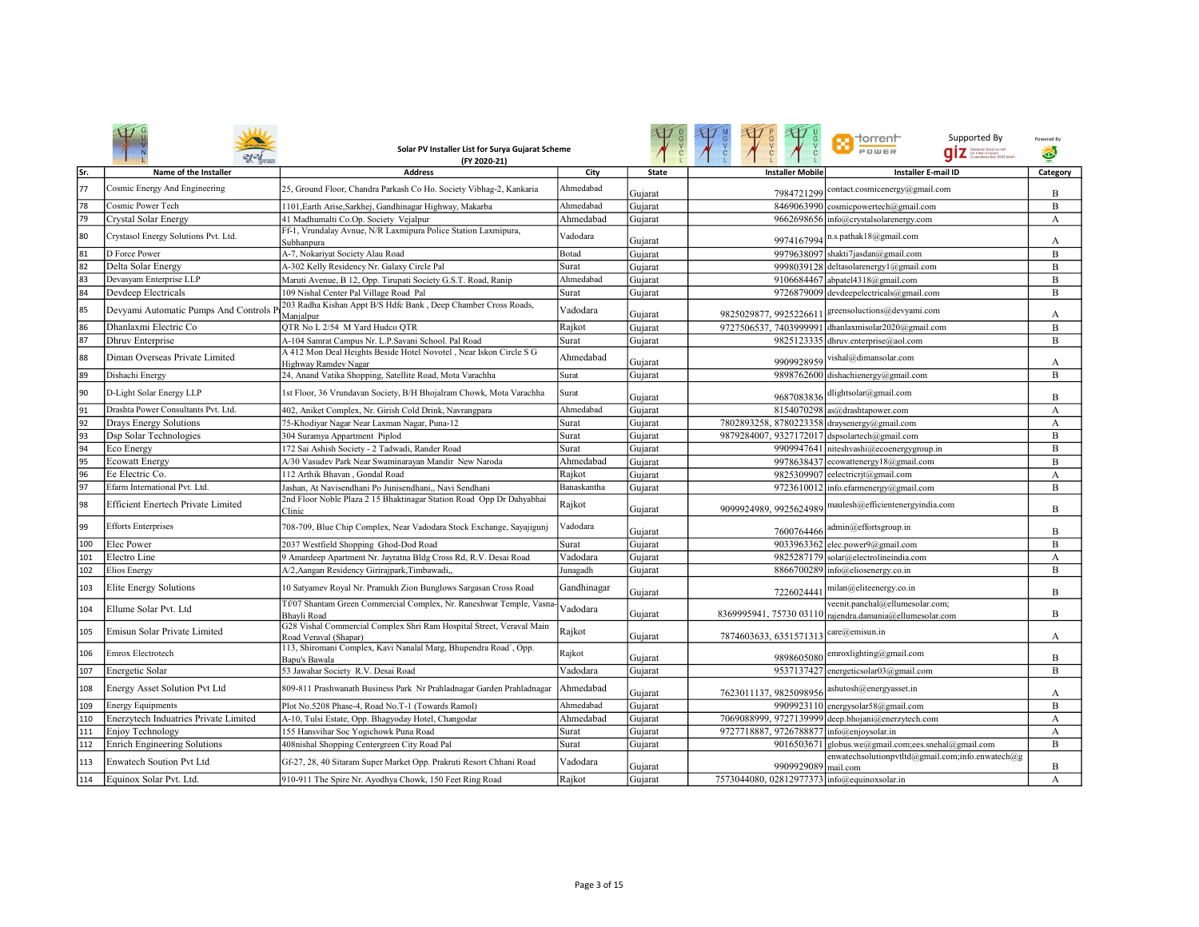Solar PV Installer List for Surya Gujarat Scheme (FY 2020-21)

Supported By

| Sr. | Name of the Installer | Address | City | State | Installer Mobile | Installer E-mail ID | Category |
|---|---|---|---|---|---|---|---|
| 77 | Cosmic Energy And Engineering | 25, Ground Floor, Chandra Parkash Co Ho. Society Vibhag-2, Kankaria | Ahmedabad | Gujarat | 7984721299 | contact.cosmicenergy@gmail.com | B |
| 78 | Cosmic Power Tech | 1101,Earth Arise,Sarkhej, Gandhinagar Highway, Makarba | Ahmedabad | Gujarat | 8469063990 | cosmicpowertech@gmail.com | B |
| 79 | Crystal Solar Energy | 41 Madhumalti Co.Op. Society Vejalpur | Ahmedabad | Gujarat | 9662698656 | info@crystalsolarenergy.com | A |
| 80 | Crystasol Energy Solutions Pvt. Ltd. | Ff-1, Vrundalay Avnue, N/R Laxmipura Police Station Laxmipura, Subhanpura | Vadodara | Gujarat | 9974167994 | n.s.pathak18@gmail.com | A |
| 81 | D Force Power | A-7, Nokariyat Society Alau Road | Botad | Gujarat | 9979638097 | shakti7jasdan@gmail.com | B |
| 82 | Delta Solar Energy | A-302 Kelly Residency Nr. Galaxy Circle Pal | Surat | Gujarat | 9998039128 | deltasolarenergy1@gmail.com | B |
| 83 | Devasyam Enterprise LLP | Maruti Avenue, B 12, Opp. Tirupati Society G.S.T. Road, Ranip | Ahmedabad | Gujarat | 9106684467 | abpatel4318@gmail.com | B |
| 84 | Devdeep Electricals | 109 Nishal Center Pal Village Road Pal | Surat | Gujarat | 9726879009 | devdeepelectricals@gmail.com | B |
| 85 | Devyami Automatic Pumps And Controls P | 203 Radha Kishan Appt B/S Hdfc Bank , Deep Chamber Cross Roads, Manjalpur | Vadodara | Gujarat | 9825029877, 9925226611 | greensoluctions@devyami.com | A |
| 86 | Dhanlaxmi Electric Co | QTR No L 2/54 M Yard Hudco QTR | Rajkot | Gujarat | 9727506537, 7403999991 | dhanlaxmisolar2020@gmail.com | B |
| 87 | Dhruv Enterprise | A-104 Samrat Campus Nr. L.P.Savani School. Pal Road | Surat | Gujarat | 9825123335 | dhruv.enterprise@aol.com | B |
| 88 | Diman Overseas Private Limited | A 412 Mon Deal Heights Beside Hotel Novotel , Near Iskon Circle S G Highway Ramdev Nagar | Ahmedabad | Gujarat | 9909928959 | vishal@dimansolar.com | A |
| 89 | Dishachi Energy | 24, Anand Vatika Shopping, Satellite Road, Mota Varachha | Surat | Gujarat | 9898762600 | dishachienergy@gmail.com | B |
| 90 | D-Light Solar Energy LLP | 1st Floor, 36 Vrundavan Society, B/H Bhojalram Chowk, Mota Varachha | Surat | Gujarat | 9687083836 | dlightsolar@gmail.com | B |
| 91 | Drashta Power Consultants Pvt. Ltd. | 402, Aniket Complex, Nr. Girish Cold Drink, Navrangpara | Ahmedabad | Gujarat | 8154070298 | as@drashtapower.com | A |
| 92 | Drays Energy Solutions | 75-Khodiyar Nagar Near Laxman Nagar, Puna-12 | Surat | Gujarat | 7802893258, 8780223358 | draysenergy@gmail.com | A |
| 93 | Dsp Solar Technologies | 304 Suramya Appartment Piplod | Surat | Gujarat | 9879284007, 9327172017 | dspsolartech@gmail.com | B |
| 94 | Eco Energy | 172 Sai Ashish Society - 2 Tadwadi, Rander Road | Surat | Gujarat | 9909947641 | niteshvashi@ecoenergygroup.in | B |
| 95 | Ecowatt Energy | A/30 Vasudev Park Near Swaminarayan Mandir New Naroda | Ahmedabad | Gujarat | 9978638437 | ecowattenergy18@gmail.com | B |
| 96 | Ee Electric Co. | 112 Arthik Bhavan , Gondal Road | Rajkot | Gujarat | 9825309907 | eelectricrjt@gmail.com | A |
| 97 | Efarm International Pvt. Ltd. | Jashan, At Navisendhani Po Junisendhani,, Navi Sendhani | Banaskantha | Gujarat | 9723610012 | info.efarmenergy@gmail.com | B |
| 98 | Efficient Enertech Private Limited | 2nd Floor Noble Plaza 2 15 Bhaktinagar Station Road Opp Dr Dahyabhai Clinic | Rajkot | Gujarat | 9099924989, 9925624989 | maulesh@efficientenergyindia.com | B |
| 99 | Efforts Enterprises | 708-709, Blue Chip Complex, Near Vadodara Stock Exchange, Sayajigunj | Vadodara | Gujarat | 7600764466 | admin@effortsgroup.in | B |
| 100 | Elec Power | 2037 Westfield Shopping Ghod-Dod Road | Surat | Gujarat | 9033963362 | elec.power9@gmail.com | B |
| 101 | Electro Line | 9 Amardeep Apartment Nr. Jayratna Bldg Cross Rd, R.V. Desai Road | Vadodara | Gujarat | 9825287179 | solar@electrolineindia.com | A |
| 102 | Elios Energy | A/2,Aangan Residency Girirajpark,Timbawadi,, | Junagadh | Gujarat | 8866700289 | info@eliosenergy.co.in | B |
| 103 | Elite Energy Solutions | 10 Satyamev Royal Nr. Pramukh Zion Bunglows Sargasan Cross Road | Gandhinagar | Gujarat | 7226024441 | milan@eliteenergy.co.in | B |
| 104 | Ellume Solar Pvt. Ltd | Tf/07 Shantam Green Commercial Complex, Nr. Raneshwar Temple, Vasna-Bhayli Road | Vadodara | Gujarat | 8369995941, 75730 03110 | veenit.panchal@ellumesolar.com; rajendra.damania@ellumesolar.com | B |
| 105 | Emisun Solar Private Limited | G28 Vishal Commercial Complex Shri Ram Hospital Street, Veraval Main Road Veraval (Shapar) | Rajkot | Gujarat | 7874603633, 6351571313 | care@emisun.in | A |
| 106 | Emrox Electrotech | 113, Shiromani Complex, Kavi Nanalal Marg, Bhupendra Road`, Opp. Bapu's Bawala | Rajkot | Gujarat | 9898605080 | emroxlighting@gmail.com | B |
| 107 | Energetic Solar | 53 Jawahar Society R.V. Desai Road | Vadodara | Gujarat | 9537137427 | energeticsolar03@gmail.com | B |
| 108 | Energy Asset Solution Pvt Ltd | 809-811 Prashwanath Business Park Nr Prahladnagar Garden Prahladnagar | Ahmedabad | Gujarat | 7623011137, 9825098956 | ashutosh@energyasset.in | A |
| 109 | Energy Equipments | Plot No.5208 Phase-4, Road No.T-1 (Towards Ramol) | Ahmedabad | Gujarat | 9909923110 | energysolar58@gmail.com | B |
| 110 | Enerzytech Induatries Private Limited | A-10, Tulsi Estate, Opp. Bhagyoday Hotel, Changodar | Ahmedabad | Gujarat | 7069088999, 9727139999 | deep.bhojani@enerzytech.com | A |
| 111 | Enjoy Technology | 155 Hansvihar Soc Yogichowk Puna Road | Surat | Gujarat | 9727718887, 9726788877 | info@enjoysolar.in | A |
| 112 | Enrich Engineering Solutions | 408nishal Shopping Centergreen City Road Pal | Surat | Gujarat | 9016503671 | globus.we@gmail.com;ees.snehal@gmail.com | B |
| 113 | Enwatech Soution Pvt Ltd | Gf-27, 28, 40 Sitaram Super Market Opp. Prakruti Resort Chhani Road | Vadodara | Gujarat | 9909929089 | enwatechsolutionpvtltd@gmail.com;info.enwatech@gmail.com | B |
| 114 | Equinox Solar Pvt. Ltd. | 910-911 The Spire Nr. Ayodhya Chowk, 150 Feet Ring Road | Rajkot | Gujarat | 7573044080, 02812977373 | info@equinoxsolar.in | A |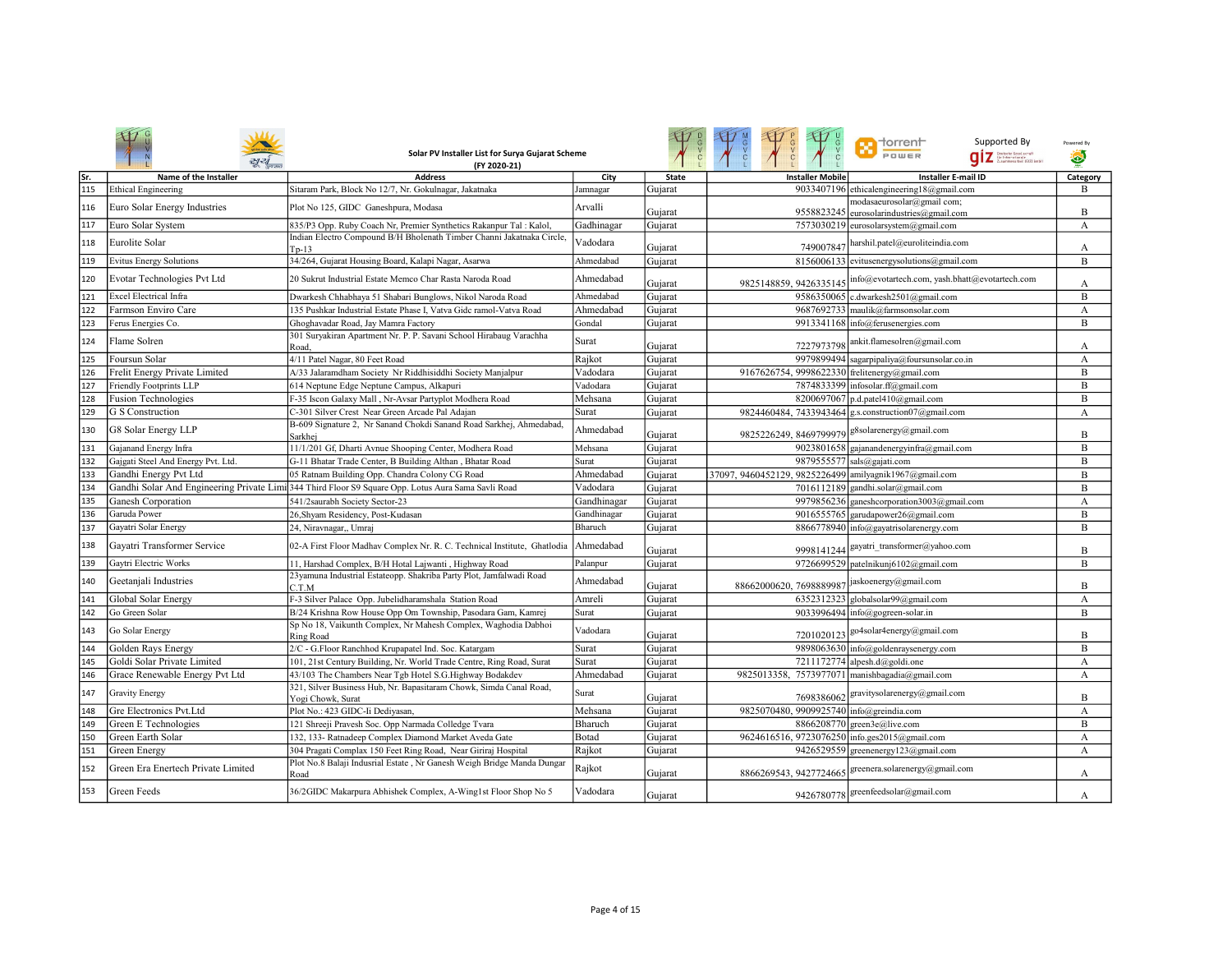Solar PV Installer List for Surya Gujarat Scheme (FY 2020-21)

Supported By giz

Powered By

| Sr. | Name of the Installer | Address | City | State | Installer Mobile | Installer E-mail ID | Category |
|---|---|---|---|---|---|---|---|
| 115 | Ethical Engineering | Sitaram Park, Block No 12/7, Nr. Gokulnagar, Jakatnaka | Jamnagar | Gujarat | 9033407196 | ethicalengineering18@gmail.com | B |
| 116 | Euro Solar Energy Industries | Plot No 125, GIDC Ganeshpura, Modasa | Arvalli | Gujarat | 9558823245 | modasaeurosolar@gmail com; eurosolarindustries@gmail.com | B |
| 117 | Euro Solar System | 835/P3 Opp. Ruby Coach Nr, Premier Synthetics Rakanpur Tal : Kalol, | Gadhinagar | Gujarat | 7573030219 | eurosolarsystem@gmail.com | A |
| 118 | Eurolite Solar | Indian Electro Compound B/H Bholenath Timber Channi Jakatnaka Circle, Tp-13 | Vadodara | Gujarat | 749007847 | harshil.patel@euroliteindia.com | A |
| 119 | Evitus Energy Solutions | 34/264, Gujarat Housing Board, Kalapi Nagar, Asarwa | Ahmedabad | Gujarat | 8156006133 | evitusenergysolutions@gmail.com | B |
| 120 | Evotar Technologies Pvt Ltd | 20 Sukrut Industrial Estate Memco Char Rasta Naroda Road | Ahmedabad | Gujarat | 9825148859, 9426335145 | info@evotartech.com, yash.bhatt@evotartech.com | A |
| 121 | Excel Electrical Infra | Dwarkesh Chhabhaya 51 Shabari Bunglows, Nikol Naroda Road | Ahmedabad | Gujarat | 9586350065 | c.dwarkesh2501@gmail.com | B |
| 122 | Farmson Enviro Care | 135 Pushkar Industrial Estate Phase I, Vatva Gidc ramol-Vatva Road | Ahmedabad | Gujarat | 9687692733 | maulik@farmsonsolar.com | A |
| 123 | Ferus Energies Co. | Ghoghavadar Road, Jay Mamra Factory | Gondal | Gujarat | 9913341168 | info@ferusenergies.com | B |
| 124 | Flame Solren | 301 Suryakiran Apartment Nr. P. P. Savani School Hirabaug Varachha Road, | Surat | Gujarat | 7227973798 | ankit.flamesolren@gmail.com | A |
| 125 | Foursun Solar | 4/11 Patel Nagar, 80 Feet Road | Rajkot | Gujarat | 9979899494 | sagarpipaliya@foursunsolar.co.in | A |
| 126 | Frelit Energy Private Limited | A/33 Jalaramdham Society Nr Riddhisiddhi Society Manjalpur | Vadodara | Gujarat | 9167626754, 9998622330 | frelitenergy@gmail.com | B |
| 127 | Friendly Footprints LLP | 614 Neptune Edge Neptune Campus, Alkapuri | Vadodara | Gujarat | 7874833399 | infosolar.ff@gmail.com | B |
| 128 | Fusion Technologies | F-35 Iscon Galaxy Mall , Nr-Avsar Partyplot Modhera Road | Mehsana | Gujarat | 8200697067 | p.d.patel410@gmail.com | B |
| 129 | G S Construction | C-301 Silver Crest Near Green Arcade Pal Adajan | Surat | Gujarat | 9824460484, 7433943464 | g.s.construction07@gmail.com | A |
| 130 | G8 Solar Energy LLP | B-609 Signature 2, Nr Sanand Chokdi Sanand Road Sarkhej, Ahmedabad, Sarkhej | Ahmedabad | Gujarat | 9825226249, 8469799979 | g8solarenergy@gmail.com | B |
| 131 | Gajanand Energy Infra | 11/1/201 Gf, Dharti Avnue Shooping Center, Modhera Road | Mehsana | Gujarat | 9023801658 | gajanandenergyinfra@gmail.com | B |
| 132 | Gajgati Steel And Energy Pvt. Ltd. | G-11 Bhatar Trade Center, B Building Althan , Bhatar Road | Surat | Gujarat | 9879555577 | sals@gajati.com | B |
| 133 | Gandhi Energy Pvt Ltd | 05 Ratnam Building Opp. Chandra Colony CG Road | Ahmedabad | Gujarat | 37097, 9460452129, 9825226499 | amilyagnik1967@gmail.com | B |
| 134 | Gandhi Solar And Engineering Private Limi | 344 Third Floor S9 Square Opp. Lotus Aura Sama Savli Road | Vadodara | Gujarat | 7016112189 | gandhi.solar@gmail.com | B |
| 135 | Ganesh Corporation | 541/2saurabh Society Sector-23 | Gandhinagar | Gujarat | 9979856236 | ganeshcorporation3003@gmail.com | A |
| 136 | Garuda Power | 26,Shyam Residency, Post-Kudasan | Gandhinagar | Gujarat | 9016555765 | garudapower26@gmail.com | B |
| 137 | Gayatri Solar Energy | 24, Niravnagar,, Umraj | Bharuch | Gujarat | 8866778940 | info@gayatrisolarenergy.com | B |
| 138 | Gayatri Transformer Service | 02-A First Floor Madhav Complex Nr. R. C. Technical Institute, Ghatlodia | Ahmedabad | Gujarat | 9998141244 | gayatri_transformer@yahoo.com | B |
| 139 | Gaytri Electric Works | 11, Harshad Complex, B/H Hotal Lajwanti , Highway Road | Palanpur | Gujarat | 9726699529 | patelnikunj6102@gmail.com | B |
| 140 | Geetanjali Industries | 23yamuna Industrial Estateopp. Shakriba Party Plot, Jamfalwadi Road C.T.M | Ahmedabad | Gujarat | 88662000620, 7698889987 | jaskoenergy@gmail.com | B |
| 141 | Global Solar Energy | F-3 Silver Palace Opp. Jubelidharamshala Station Road | Amreli | Gujarat | 6352312323 | globalsolar99@gmail.com | A |
| 142 | Go Green Solar | B/24 Krishna Row House Opp Om Township, Pasodara Gam, Kamrej | Surat | Gujarat | 9033996494 | info@gogreen-solar.in | B |
| 143 | Go Solar Energy | Sp No 18, Vaikunth Complex, Nr Mahesh Complex, Waghodia Dabhoi Ring Road | Vadodara | Gujarat | 7201020123 | go4solar4energy@gmail.com | B |
| 144 | Golden Rays Energy | 2/C - G.Floor Ranchhod Krupapatel Ind. Soc. Katargam | Surat | Gujarat | 9898063630 | info@goldenraysenergy.com | B |
| 145 | Goldi Solar Private Limited | 101, 21st Century Building, Nr. World Trade Centre, Ring Road, Surat | Surat | Gujarat | 7211172774 | alpesh.d@goldi.one | A |
| 146 | Grace Renewable Energy Pvt Ltd | 43/103 The Chambers Near Tgb Hotel S.G.Highway Bodakdev | Ahmedabad | Gujarat | 9825013358, 7573977071 | manishbagadia@gmail.com | A |
| 147 | Gravity Energy | 321, Silver Business Hub, Nr. Bapasitaram Chowk, Simda Canal Road, Yogi Chowk, Surat | Surat | Gujarat | 7698386062 | gravitysolarenergy@gmail.com | B |
| 148 | Gre Electronics Pvt.Ltd | Plot No.: 423 GIDC-Ii Dediyasan, | Mehsana | Gujarat | 9825070480, 9909925740 | info@greindia.com | A |
| 149 | Green E Technologies | 121 Shreeji Pravesh Soc. Opp Narmada Colledge Tvara | Bharuch | Gujarat | 8866208770 | green3e@live.com | B |
| 150 | Green Earth Solar | 132, 133- Ratnadeep Complex Diamond Market Aveda Gate | Botad | Gujarat | 9624616516, 9723076250 | info.gess2015@gmail.com | A |
| 151 | Green Energy | 304 Pragati Complax 150 Feet Ring Road, Near Giriraj Hospital | Rajkot | Gujarat | 9426529559 | greenenergy123@gmail.com | A |
| 152 | Green Era Enertech Private Limited | Plot No.8 Balaji Indusrial Estate , Nr Ganesh Weigh Bridge Manda Dungar Road | Rajkot | Gujarat | 8866269543, 9427724665 | greenera.solarenergy@gmail.com | A |
| 153 | Green Feeds | 36/2GIDC Makarpura Abhishek Complex, A-Wing1st Floor Shop No 5 | Vadodara | Gujarat | 9426780778 | greenfeedsolar@gmail.com | A |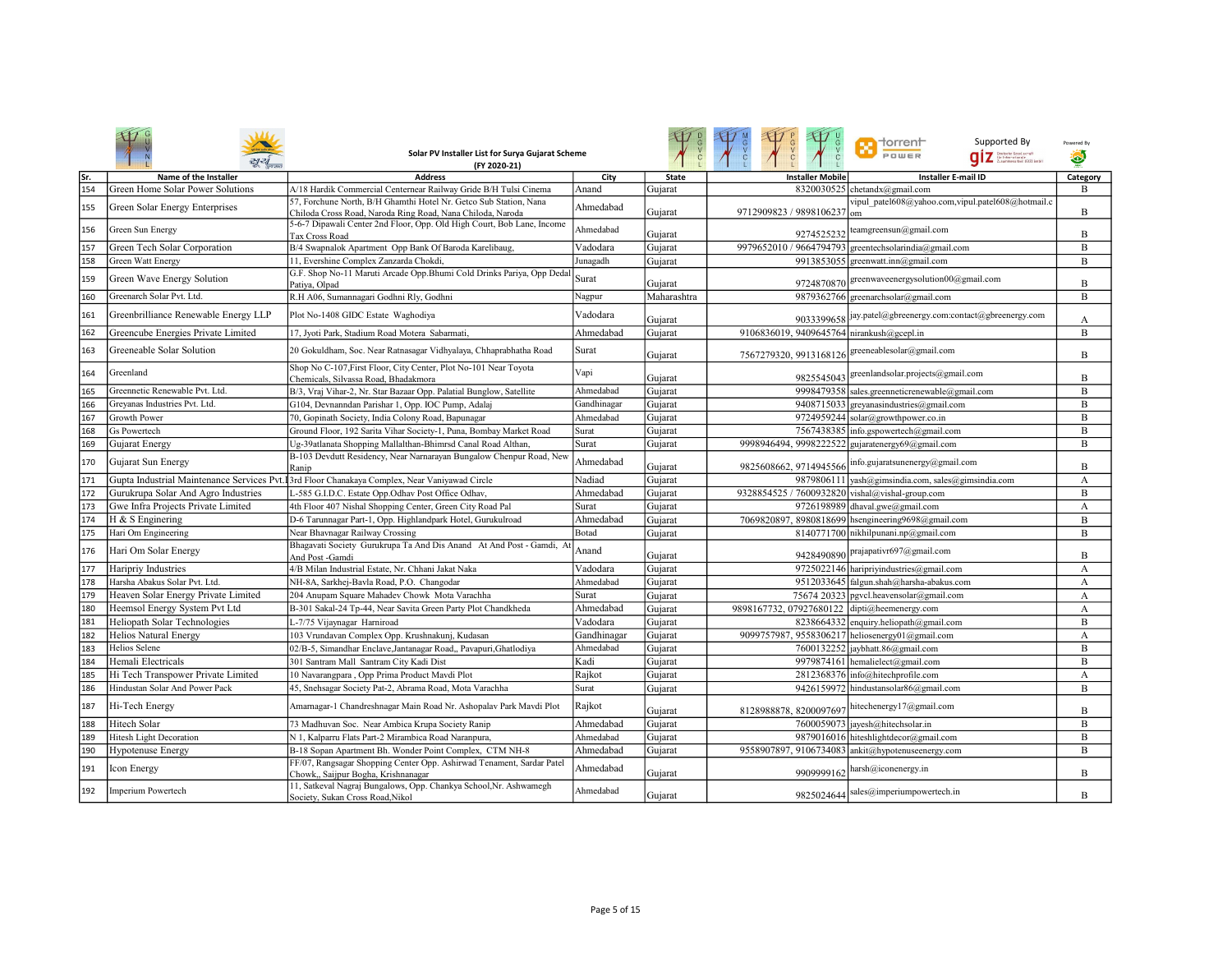Solar PV Installer List for Surya Gujarat Scheme (FY 2020-21)

Supported By

| Sr. | Name of the Installer | Address | City | State | Installer Mobile | Installer E-mail ID | Category |
|---|---|---|---|---|---|---|---|
| 154 | Green Home Solar Power Solutions | A/18 Hardik Commercial Centernear Railway Gride B/H Tulsi Cinema | Anand | Gujarat | 8320030525 | chetandx@gmail.com | B |
| 155 | Green Solar Energy Enterprises | 57, Forchune North, B/H Ghamthi Hotel Nr. Getco Sub Station, Nana Chiloda Cross Road, Naroda Ring Road, Nana Chiloda, Naroda | Ahmedabad | Gujarat | 9712909823 / 9898106237 | vipul_patel608@yahoo.com,vipul.patel608@hotmail.com | B |
| 156 | Green Sun Energy | 5-6-7 Dipawali Center 2nd Floor, Opp. Old High Court, Bob Lane, Income Tax Cross Road | Ahmedabad | Gujarat | 9274525232 | teamgreensun@gmail.com | B |
| 157 | Green Tech Solar Corporation | B/4 Swapnalok Apartment Opp Bank Of Baroda Karelibaug, | Vadodara | Gujarat | 9979652010 / 9664794793 | greentechsolarindia@gmail.com | B |
| 158 | Green Watt Energy | 11, Evershine Complex Zanzarda Chokdi, | Junagadh | Gujarat | 9913853055 | greenwatt.inn@gmail.com | B |
| 159 | Green Wave Energy Solution | G.F. Shop No-11 Maruti Arcade Opp.Bhumi Cold Drinks Pariya, Opp Dedal Patiya, Olpad | Surat | Gujarat | 9724870870 | greenwaveenergysolution00@gmail.com | B |
| 160 | Greenarch Solar Pvt. Ltd. | R.H A06, Sumannagari Godhni Rly, Godhni | Nagpur | Maharashtra | 9879362766 | greenarchsolar@gmail.com | B |
| 161 | Greenbrilliance Renewable Energy LLP | Plot No-1408 GIDC Estate Waghodiya | Vadodara | Gujarat | 9033399658 | jay.patel@gbreenergy.com:contact@gbreenergy.com | A |
| 162 | Greencube Energies Private Limited | 17, Jyoti Park, Stadium Road Motera Sabarmati, | Ahmedabad | Gujarat | 9106836019, 9409645764 | nirankush@gcepl.in | B |
| 163 | Greeneable Solar Solution | 20 Gokuldham, Soc. Near Ratnasagar Vidhyalaya, Chhaprabhatha Road | Surat | Gujarat | 7567279320, 9913168126 | greeneablesolar@gmail.com | B |
| 164 | Greenland | Shop No C-107,First Floor, City Center, Plot No-101 Near Toyota Chemicals, Silvassa Road, Bhadakmora | Vapi | Gujarat | 9825545043 | greenlandsolar.projects@gmail.com | B |
| 165 | Greennetic Renewable Pvt. Ltd. | B/3, Vraj Vihar-2, Nr. Star Bazaar Opp. Palatial Bunglow, Satellite | Ahmedabad | Gujarat | 9998479358 | sales.greenneticrenewable@gmail.com | B |
| 166 | Greyanas Industries Pvt. Ltd. | G104, Devnanndan Parishar 1, Opp. IOC Pump, Adalaj | Gandhinagar | Gujarat | 9408715033 | greyanasindustries@gmail.com | B |
| 167 | Growth Power | 70, Gopinath Society, India Colony Road, Bapunagar | Ahmedabad | Gujarat | 9724959244 | solar@growthpower.co.in | B |
| 168 | Gs Powertech | Ground Floor, 192 Sarita Vihar Society-1, Puna, Bombay Market Road | Surat | Gujarat | 7567438385 | info.gspowertech@gmail.com | B |
| 169 | Gujarat Energy | Ug-39atlanata Shopping Mallalthan-Bhimrsd Canal Road Althan, | Surat | Gujarat | 9998946494, 9998222522 | gujaratenergy69@gmail.com | B |
| 170 | Gujarat Sun Energy | B-103 Devdutt Residency, Near Narnarayan Bungalow Chenpur Road, New Ranip | Ahmedabad | Gujarat | 9825608662, 9714945566 | info.gujaratsunenergy@gmail.com | B |
| 171 | Gupta Industrial Maintenance Services Pvt.Ltd | 3rd Floor Chanakaya Complex, Near Vaniyawad Circle | Nadiad | Gujarat | 9879806111 | yash@gimsindia.com, sales@gimsindia.com | A |
| 172 | Gurukrupa Solar And Agro Industries | L-585 G.I.D.C. Estate Opp.Odhav Post Office Odhav, | Ahmedabad | Gujarat | 9328854525 / 7600932820 | vishal@vishal-group.com | B |
| 173 | Gwe Infra Projects Private Limited | 4th Floor 407 Nishal Shopping Center, Green City Road Pal | Surat | Gujarat | 9726198989 | dhaval.gwe@gmail.com | A |
| 174 | H & S Enginering | D-6 Tarunnagar Part-1, Opp. Highlandpark Hotel, Gurukulroad | Ahmedabad | Gujarat | 7069820897, 8980818699 | hsengineering9698@gmail.com | B |
| 175 | Hari Om Engineering | Near Bhavnagar Railway Crossing | Botad | Gujarat | 8140771700 | nikhilpunani.np@gmail.com | B |
| 176 | Hari Om Solar Energy | Bhagavati Society Gurukrupa Ta And Dis Anand At And Post - Gamdi, At And Post -Gamdi | Anand | Gujarat | 9428490890 | prajapativr697@gmail.com | B |
| 177 | Haripriy Industries | 4/B Milan Industrial Estate, Nr. Chhani Jakat Naka | Vadodara | Gujarat | 9725022146 | haripriyindustries@gmail.com | A |
| 178 | Harsha Abakus Solar Pvt. Ltd. | NH-8A, Sarkhej-Bavla Road, P.O. Changodar | Ahmedabad | Gujarat | 9512033645 | falgun.shah@harsha-abakus.com | A |
| 179 | Heaven Solar Energy Private Limited | 204 Anupam Square Mahadev Chowk Mota Varachha | Surat | Gujarat | 75674 20323 | pgvcl.heavensolar@gmail.com | A |
| 180 | Heemsol Energy System Pvt Ltd | B-301 Sakal-24 Tp-44, Near Savita Green Party Plot Chandkheda | Ahmedabad | Gujarat | 9898167732, 07927680122 | dipti@heemenergy.com | A |
| 181 | Heliopath Solar Technologies | L-7/75 Vijaynagar Harniroad | Vadodara | Gujarat | 8238664332 | enquiry.heliopath@gmail.com | B |
| 182 | Helios Natural Energy | 103 Vrundavan Complex Opp. Krushnakunj, Kudasan | Gandhinagar | Gujarat | 9099757987, 9558306217 | heliosenergy01@gmail.com | A |
| 183 | Helios Selene | 02/B-5, Simandhar Enclave,Jantanagar Road,, Pavapuri,Ghatlodiya | Ahmedabad | Gujarat | 7600132252 | jaybhatt.86@gmail.com | B |
| 184 | Hemali Electricals | 301 Santram Mall Santram City Kadi Dist | Kadi | Gujarat | 9979874161 | hemalielect@gmail.com | B |
| 185 | Hi Tech Transpower Private Limited | 10 Navarangpara , Opp Prima Product Mavdi Plot | Rajkot | Gujarat | 2812368376 | info@hitechprofile.com | A |
| 186 | Hindustan Solar And Power Pack | 45, Snehsagar Society Pat-2, Abrama Road, Mota Varachha | Surat | Gujarat | 9426159972 | hindustansolar86@gmail.com | B |
| 187 | Hi-Tech Energy | Amarnagar-1 Chandreshnagar Main Road Nr. Ashopalav Park Mavdi Plot | Rajkot | Gujarat | 8128988878, 8200097697 | hitechenergy17@gmail.com | B |
| 188 | Hitech Solar | 73 Madhuvan Soc. Near Ambica Krupa Society Ranip | Ahmedabad | Gujarat | 7600059073 | jayesh@hitechsolar.in | B |
| 189 | Hitesh Light Decoration | N 1, Kalparru Flats Part-2 Mirambica Road Naranpura, | Ahmedabad | Gujarat | 9879016016 | hiteshlightdecor@gmail.com | B |
| 190 | Hypotenuse Energy | B-18 Sopan Apartment Bh. Wonder Point Complex, CTM NH-8 | Ahmedabad | Gujarat | 9558907897, 9106734083 | ankit@hypotenuseenergy.com | B |
| 191 | Icon Energy | FF/07, Rangsagar Shopping Center Opp. Ashirwad Tenament, Sardar Patel Chowk,, Saijpur Bogha, Krishnanagar | Ahmedabad | Gujarat | 9909999162 | harsh@iconenergy.in | B |
| 192 | Imperium Powertech | 11, Satkeval Nagraj Bungalows, Opp. Chankya School,Nr. Ashwamegh Society, Sukan Cross Road,Nikol | Ahmedabad | Gujarat | 9825024644 | sales@imperiumpowertech.in | B |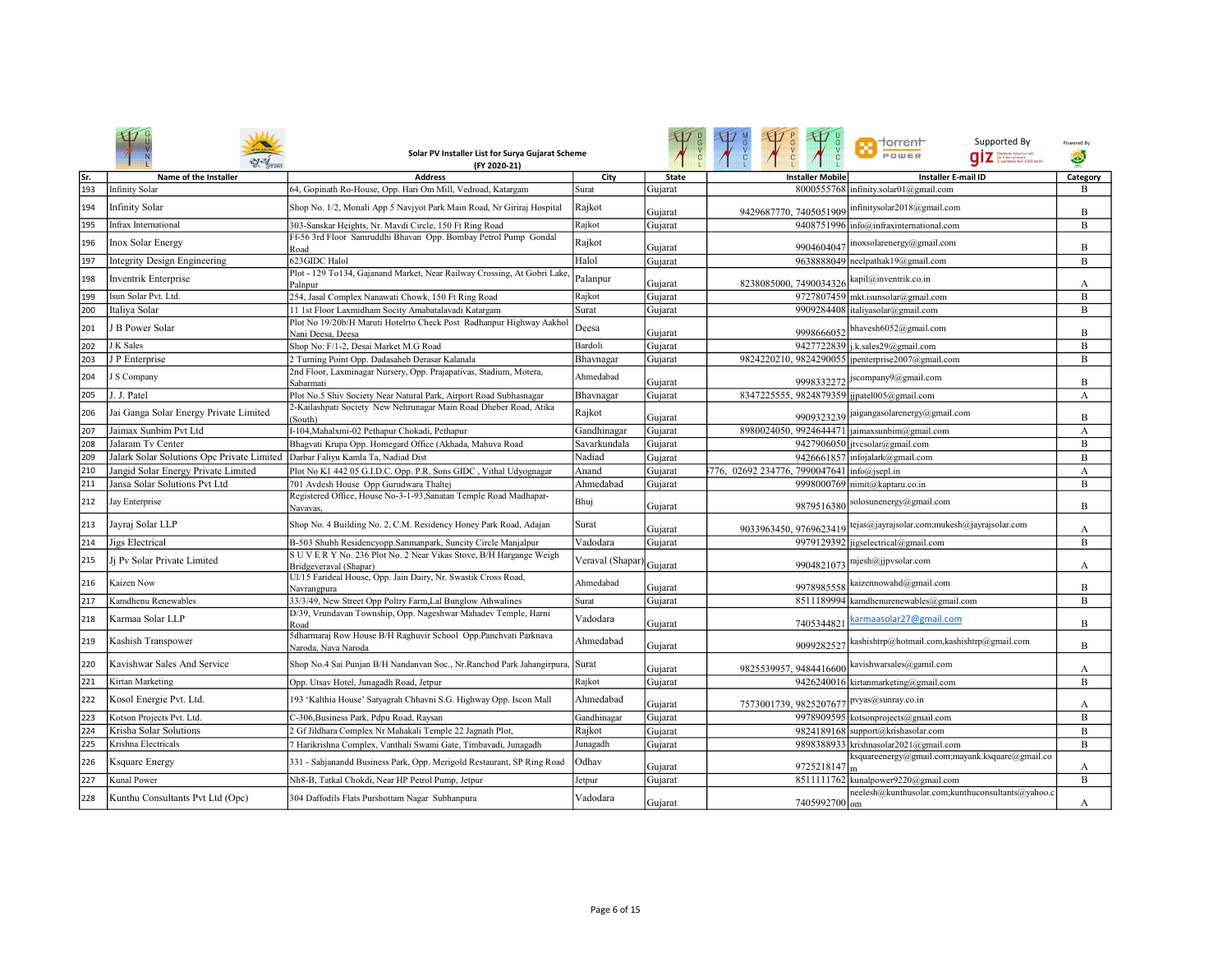# Solar PV Installer List for Surya Gujarat Scheme (FY 2020-21)

Supported By giz

Powered By

| Sr. | Name of the Installer | Address | City | State | Installer Mobile | Installer E-mail ID | Category |
|---|---|---|---|---|---|---|---|
| 193 | Infinity Solar | 64, Gopinath Ro-House, Opp. Hari Om Mill, Vedroad, Katargam | Surat | Gujarat | 8000555768 | infinity.solar01@gmail.com | B |
| 194 | Infinity Solar | Shop No. 1/2, Monali App 5 Navjyot Park Main Road, Nr Giriraj Hospital | Rajkot | Gujarat | 9429687770, 7405051909 | infinitysolar2018@gmail.com | B |
| 195 | Infrax International | 303-Sanskar Heights, Nr. Mavdi Circle, 150 Ft Ring Road | Rajkot | Gujarat | 9408751996 | info@infraxinternational.com | B |
| 196 | Inox Solar Energy | Ff-56 3rd Floor Samruddhi Bhavan Opp. Bombay Petrol Pump Gondal Road | Rajkot | Gujarat | 9904604047 | inoxsolarenergy@gmail.com | B |
| 197 | Integrity Design Engineering | 623GIDC Halol | Halol | Gujarat | 9638888049 | neelpathak19@gmail.com | B |
| 198 | Inventrik Enterprise | Plot - 129 To134, Gajanand Market, Near Railway Crossing, At Gobri Lake, Palnpur | Palanpur | Gujarat | 8238085000, 7490034326 | kapil@inventrik.co.in | A |
| 199 | Isun Solar Pvt. Ltd. | 254, Jasal Complex Nanawati Chowk, 150 Ft Ring Road | Rajkot | Gujarat | 9727807459 | mkt.isunsolar@gmail.com | B |
| 200 | Italiya Solar | 11 1st Floor Laxmidham Socity Amabatalavadi Katargam | Surat | Gujarat | 9909284408 | italiyasolar@gmail.com | B |
| 201 | J B Power Solar | Plot No 19/20b/H Maruti Hotelrto Check Post Radhanpur Highway Aakhol Nani Deesa, Deesa | Deesa | Gujarat | 9998666052 | bhavesh6052@gmail.com | B |
| 202 | J K Sales | Shop No: F/1-2, Desai Market M.G Road | Bardoli | Gujarat | 9427722839 | j.k.sales29@gmail.com | B |
| 203 | J P Enterprise | 2 Turning Point Opp. Dadasaheb Derasar Kalanala | Bhavnagar | Gujarat | 9824220210, 9824290055 | jpenterprise2007@gmail.com | B |
| 204 | J S Company | 2nd Floor, Laxminagar Nursery, Opp. Prajapativas, Stadium, Motera, Sabarmati | Ahmedabad | Gujarat | 9998332272 | jscompany9@gmail.com | B |
| 205 | J. J. Patel | Plot No.5 Shiv Society Near Natural Park, Airport Road Subhasnagar | Bhavnagar | Gujarat | 8347225555, 9824879359 | jjpatel005@gmail.com | A |
| 206 | Jai Ganga Solar Energy Private Limited | 2-Kailashpati Society New Nehrunagar Main Road Dheber Road, Atika (South) | Rajkot | Gujarat | 9909323239 | jaigangasolarenergy@gmail.com | B |
| 207 | Jaimax Sunbim Pvt Ltd | I-104,Mahalxmi-02 Pethapur Chokadi, Pethapur | Gandhinagar | Gujarat | 8980024050, 9924644471 | jaimaxsunbim@gmail.com | A |
| 208 | Jalaram Tv Center | Bhagvati Krupa Opp. Homegard Office (Akhada, Mahuva Road | Savarkundala | Gujarat | 9427906050 | jtvcsolar@gmail.com | B |
| 209 | Jalark Solar Solutions Opc Private Limited | Darbar Faliyu Kamla Ta, Nadiad Dist | Nadiad | Gujarat | 9426661857 | infojalark@gmail.com | B |
| 210 | Jangid Solar Energy Private Limited | Plot No K1 442 05 G.I.D.C. Opp. P.R. Sons GIDC , Vithal Udyognagar | Anand | Gujarat | 776, 02692 234776, 7990047641 | info@jsepl.in | A |
| 211 | Jansa Solar Solutions Pvt Ltd | 701 Avdesh House Opp Gurudwara Thaltej | Ahmedabad | Gujarat | 9998000769 | nimit@kaptaru.co.in | B |
| 212 | Jay Enterprise | Registered Office, House No-3-1-93,Sanatan Temple Road Madhapar-Navavas, | Bhuj | Gujarat | 9879516380 | solosunenergy@gmail.com | B |
| 213 | Jayraj Solar LLP | Shop No. 4 Building No. 2, C.M. Residency Honey Park Road, Adajan | Surat | Gujarat | 9033963450, 9769623419 | tejas@jayrajsolar.com;mukesh@jayrajsolar.com | A |
| 214 | Jigs Electrical | B-503 Shubh Residencyopp.Sanmanpark, Suncity Circle Manjalpur | Vadodara | Gujarat | 9979129392 | jigselectrical@gmail.com | B |
| 215 | Jj Pv Solar Private Limited | S U V E R Y No. 236 Plot No. 2 Near Vikas Stove, B/H Hargange Weigh Bridgeveraval (Shapar) | Veraval (Shapar) | Gujarat | 9904821073 | rajesh@jjpvsolar.com | A |
| 216 | Kaizen Now | Ul/15 Farideal House, Opp. Jain Dairy, Nr. Swastik Cross Road, Navrangpura | Ahmedabad | Gujarat | 9978985558 | kaizennowahd@gmail.com | B |
| 217 | Kamdhenu Renewables | 33/3/49, New Street Opp Poltry Farm,Lal Bunglow Athwalines | Surat | Gujarat | 8511189994 | kamdhenurenewables@gmail.com | B |
| 218 | Karmaa Solar LLP | D/39, Vrundavan Township, Opp. Nageshwar Mahadev Temple, Harni Road | Vadodara | Gujarat | 7405344821 | karmaasolar27@gmail.com | B |
| 219 | Kashish Transpower | 5dharmaraj Row House B/H Raghuvir School Opp.Panchvati Parknava Naroda, Nava Naroda | Ahmedabad | Gujarat | 9099282527 | kashishtrp@hotmail.com,kashishtrp@gmail.com | B |
| 220 | Kavishwar Sales And Service | Shop No.4 Sai Punjan B/H Nandanvan Soc., Nr.Ranchod Park Jahangirpura, | Surat | Gujarat | 9825539957, 9484416600 | kavishwarsales@gamil.com | A |
| 221 | Kirtan Marketing | Opp. Utsav Hotel, Junagadh Road, Jetpur | Rajkot | Gujarat | 9426240016 | kirtanmarketing@gmail.com | B |
| 222 | Kosol Energie Pvt. Ltd. | 193 'Kalthia House' Satyagrah Chhavni S.G. Highway Opp. Iscon Mall | Ahmedabad | Gujarat | 7573001739, 9825207677 | pvyas@sunray.co.in | A |
| 223 | Kotson Projects Pvt. Ltd. | C-306,Business Park, Pdpu Road, Raysan | Gandhinagar | Gujarat | 9978909595 | kotsonprojects@gmail.com | B |
| 224 | Krisha Solar Solutions | 2 Gf Jildhara Complex Nr Mahakali Temple 22 Jagnath Plot, | Rajkot | Gujarat | 9824189168 | support@krishasolar.com | B |
| 225 | Krishna Electricals | 7 Harikrishna Complex, Vanthali Swami Gate, Timbavadi, Junagadh | Junagadh | Gujarat | 9898388933 | krishnasolar2021@gmail.com | B |
| 226 | Ksquare Energy | 331 - Sahjanandd Business Park, Opp. Merigold Restaurant, SP Ring Road | Odhav | Gujarat | 9725218147 | ksquareenergy@gmail.com;mayank.ksquare@gmail.com | A |
| 227 | Kunal Power | Nh8-B, Tatkal Chokdi, Near HP Petrol Pump, Jetpur | Jetpur | Gujarat | 8511111762 | kunalpower9220@gmail.com | B |
| 228 | Kunthu Consultants Pvt Ltd (Opc) | 304 Daffodils Flats Purshottam Nagar Subhanpura | Vadodara | Gujarat | 7405992700 | neelesh@kunthusolar.com;kunthuconsultants@yahoo.com | A |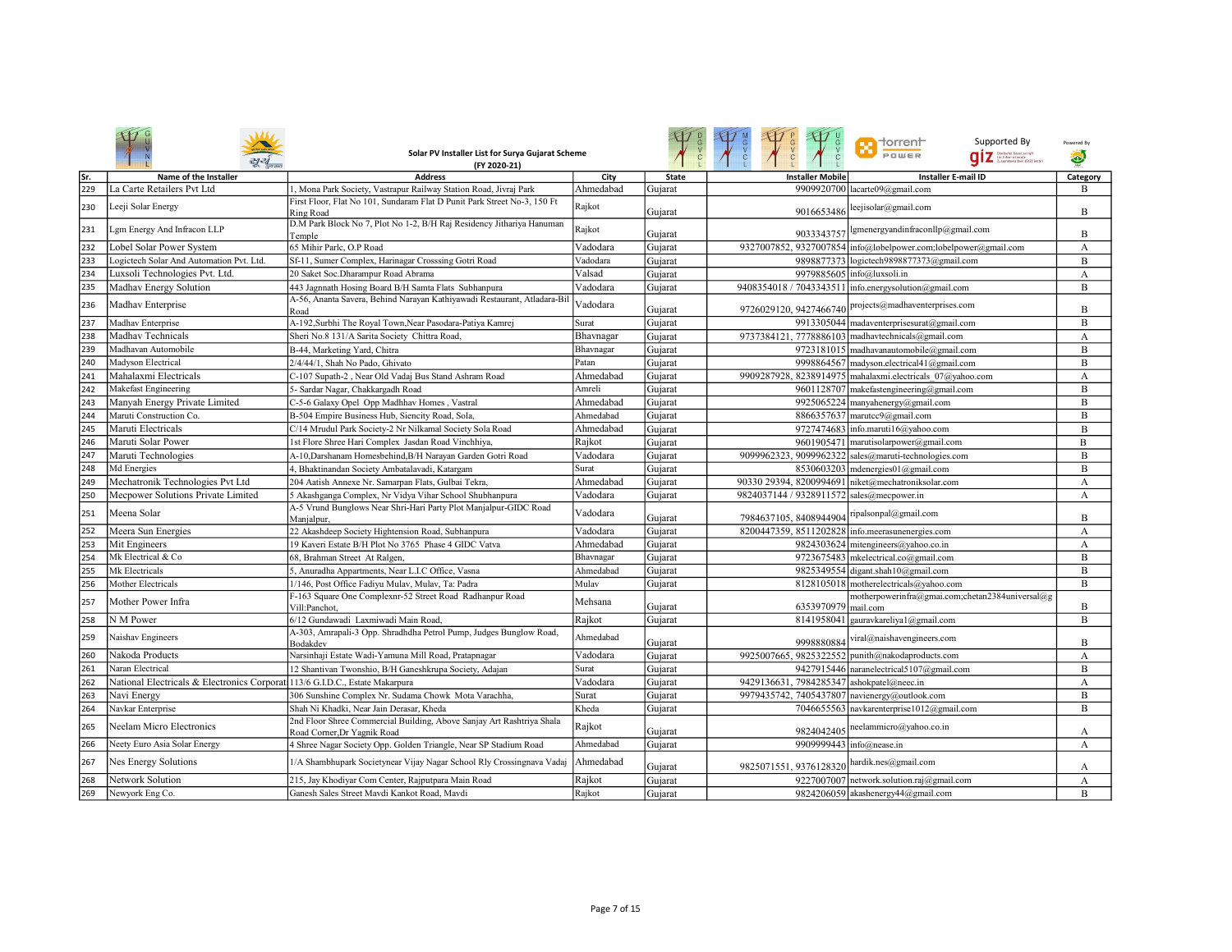Solar PV Installer List for Surya Gujarat Scheme (FY 2020-21)

Supported By giz | Powered By

| Sr. | Name of the Installer | Address | City | State | Installer Mobile | Installer E-mail ID | Category |
|---|---|---|---|---|---|---|---|
| 229 | La Carte Retailers Pvt Ltd | 1, Mona Park Society, Vastrapur Railway Station Road, Jivraj Park | Ahmedabad | Gujarat | 9909920700 | lacarte09@gmail.com | B |
| 230 | Leeji Solar Energy | First Floor, Flat No 101, Sundaram Flat D Punit Park Street No-3, 150 Ft Ring Road | Rajkot | Gujarat | 9016653486 | leejisolar@gmail.com | B |
| 231 | Lgm Energy And Infracon LLP | D.M Park Block No 7, Plot No 1-2, B/H Raj Residency Jithariya Hanuman Temple | Rajkot | Gujarat | 9033343757 | lgmenergyandinfraconllp@gmail.com | B |
| 232 | Lobel Solar Power System | 65 Mihir Parlc, O.P Road | Vadodara | Gujarat | 9327007852, 9327007854 | info@lobelpower.com;lobelpower@gmail.com | A |
| 233 | Logictech Solar And Automation Pvt. Ltd. | Sf-11, Sumer Complex, Harinagar Crosssing Gotri Road | Vadodara | Gujarat | 9898877373 | logictech9898877373@gmail.com | B |
| 234 | Luxsoli Technologies Pvt. Ltd. | 20 Saket Soc.Dharampur Road Abrama | Valsad | Gujarat | 9979885605 | info@luxsoli.in | A |
| 235 | Madhav Energy Solution | 443 Jagnnath Hosing Board B/H Samta Flats Subhanpura | Vadodara | Gujarat | 9408354018 / 7043343511 | info.energysolution@gmail.com | B |
| 236 | Madhav Enterprise | A-56, Ananta Savera, Behind Narayan Kathiyawadi Restaurant, Atladara-Bil Road | Vadodara | Gujarat | 9726029120, 9427466740 | projects@madhaventerprises.com | B |
| 237 | Madhav Enterprise | A-192,Surbhi The Royal Town,Near Pasodara-Patiya Kamrej | Surat | Gujarat | 9913305044 | madaventerprisesurat@gmail.com | B |
| 238 | Madhav Technicals | Sheri No.8 131/A Sarita Society Chittra Road, | Bhavnagar | Gujarat | 9737384121, 7778886103 | madhavtechnicals@gmail.com | A |
| 239 | Madhavan Automobile | B-44, Marketing Yard, Chitra | Bhavnagar | Gujarat | 9723181015 | madhavanautomobile@gmail.com | B |
| 240 | Madyson Electrical | 2/4/44/1, Shah No Pado, Ghivato | Patan | Gujarat | 9998864567 | madyson.electrical41@gmail.com | B |
| 241 | Mahalaxmi Electricals | C-107 Supath-2 , Near Old Vadaj Bus Stand Ashram Road | Ahmedabad | Gujarat | 9909287928, 8238914975 | mahalaxmi.electricals_07@yahoo.com | A |
| 242 | Makefast Engineering | 5- Sardar Nagar, Chakkargadh Road | Amreli | Gujarat | 9601128707 | makefastengineering@gmail.com | B |
| 243 | Manyah Energy Private Limited | C-5-6 Galaxy Opel Opp Madhhav Homes , Vastral | Ahmedabad | Gujarat | 9925065224 | manyahenergy@gmail.com | B |
| 244 | Maruti Construction Co. | B-504 Empire Business Hub, Siencity Road, Sola, | Ahmedabad | Gujarat | 8866357637 | marutcc9@gmail.com | B |
| 245 | Maruti Electricals | C/14 Mrudul Park Society-2 Nr Nilkamal Society Sola Road | Ahmedabad | Gujarat | 9727474683 | info.maruti16@yahoo.com | B |
| 246 | Maruti Solar Power | 1st Flore Shree Hari Complex Jasdan Road Vinchhiya, | Rajkot | Gujarat | 9601905471 | marutisolarpower@gmail.com | B |
| 247 | Maruti Technologies | A-10,Darshanam Homesbehind,B/H Narayan Garden Gotri Road | Vadodara | Gujarat | 9099962323, 9099962322 | sales@maruti-technologies.com | B |
| 248 | Md Energies | 4, Bhaktinandan Society Ambatalavadi, Katargam | Surat | Gujarat | 8530603203 | mdenergies01@gmail.com | B |
| 249 | Mechatronik Technologies Pvt Ltd | 204 Aatish Annexe Nr. Samarpan Flats, Gulbai Tekra, | Ahmedabad | Gujarat | 90330 29394, 8200994691 | niket@mechatroniksolar.com | A |
| 250 | Mecpower Solutions Private Limited | 5 Akashganga Complex, Nr Vidya Vihar School Shubhanpura | Vadodara | Gujarat | 9824037144 / 9328911572 | sales@mecpower.in | A |
| 251 | Meena Solar | A-5 Vrund Bunglows Near Shri-Hari Party Plot Manjalpur-GIDC Road Manjalpur, | Vadodara | Gujarat | 7984637105, 8408944904 | ripalsonpal@gmail.com | B |
| 252 | Meera Sun Energies | 22 Akashdeep Society Hightension Road, Subhanpura | Vadodara | Gujarat | 8200447359, 8511202828 | info.meerasunenergies.com | A |
| 253 | Mit Engineers | 19 Kaveri Estate B/H Plot No 3765 Phase 4 GIDC Vatva | Ahmedabad | Gujarat | 9824303624 | mitengineers@yahoo.co.in | A |
| 254 | Mk Electrical & Co | 68, Brahman Street At Ralgen, | Bhavnagar | Gujarat | 9723675483 | mkelectrical.co@gmail.com | B |
| 255 | Mk Electricals | 5, Anuradha Appartments, Near L.I.C Office, Vasna | Ahmedabad | Gujarat | 9825349554 | digant.shah10@gmail.com | B |
| 256 | Mother Electricals | 1/146, Post Office Fadiyu Mulav, Mulav, Ta: Padra | Mulav | Gujarat | 8128105018 | motherelectricals@yahoo.com | B |
| 257 | Mother Power Infra | F-163 Square One Complexnr-52 Street Road Radhanpur Road Vill:Panchot, | Mehsana | Gujarat | 6353970979 | motherpowerinfra@gmai.com;chetan2384universal@gmail.com | B |
| 258 | N M Power | 6/12 Gundawadi Laxmiwadi Main Road, | Rajkot | Gujarat | 8141958041 | gauravkareliya1@gmail.com | B |
| 259 | Naishav Engineers | A-303, Amrapali-3 Opp. Shradhdha Petrol Pump, Judges Bunglow Road, Bodakdev | Ahmedabad | Gujarat | 9998880884 | viral@naishavengineers.com | B |
| 260 | Nakoda Products | Narsinhaji Estate Wadi-Yamuna Mill Road, Pratapnagar | Vadodara | Gujarat | 9925007665, 9825322552 | punith@nakodaproducts.com | A |
| 261 | Naran Electrical | 12 Shantivan Twonshio, B/H Ganeshkrupa Society, Adajan | Surat | Gujarat | 9427915446 | naranelectrical5107@gmail.com | B |
| 262 | National Electricals & Electronics Corporat | 113/6 G.I.D.C., Estate Makarpura | Vadodara | Gujarat | 9429136631, 7984285347 | ashokpatel@neec.in | A |
| 263 | Navi Energy | 306 Sunshine Complex Nr. Sudama Chowk Mota Varachha, | Surat | Gujarat | 9979435742, 7405437807 | navienergy@outlook.com | B |
| 264 | Navkar Enterprise | Shah Ni Khadki, Near Jain Derasar, Kheda | Kheda | Gujarat | 7046655563 | navkarenterprise1012@gmail.com | B |
| 265 | Neelam Micro Electronics | 2nd Floor Shree Commercial Building, Above Sanjay Art Rashtriya Shala Road Corner,Dr Yagnik Road | Rajkot | Gujarat | 9824042405 | neelammicro@yahoo.co.in | A |
| 266 | Neety Euro Asia Solar Energy | 4 Shree Nagar Society Opp. Golden Triangle, Near SP Stadium Road | Ahmedabad | Gujarat | 9909999443 | info@nease.in | A |
| 267 | Nes Energy Solutions | 1/A Shambhupark Societynear Vijay Nagar School Rly Crossingnava Vadaj | Ahmedabad | Gujarat | 9825071551, 9376128320 | hardik.nes@gmail.com | A |
| 268 | Network Solution | 215, Jay Khodiyar Com Center, Rajputpara Main Road | Rajkot | Gujarat | 9227007007 | network.solution.raj@gmail.com | A |
| 269 | Newyork Eng Co. | Ganesh Sales Street Mavdi Kankot Road, Mavdi | Rajkot | Gujarat | 9824206059 | akashenergy44@gmail.com | B |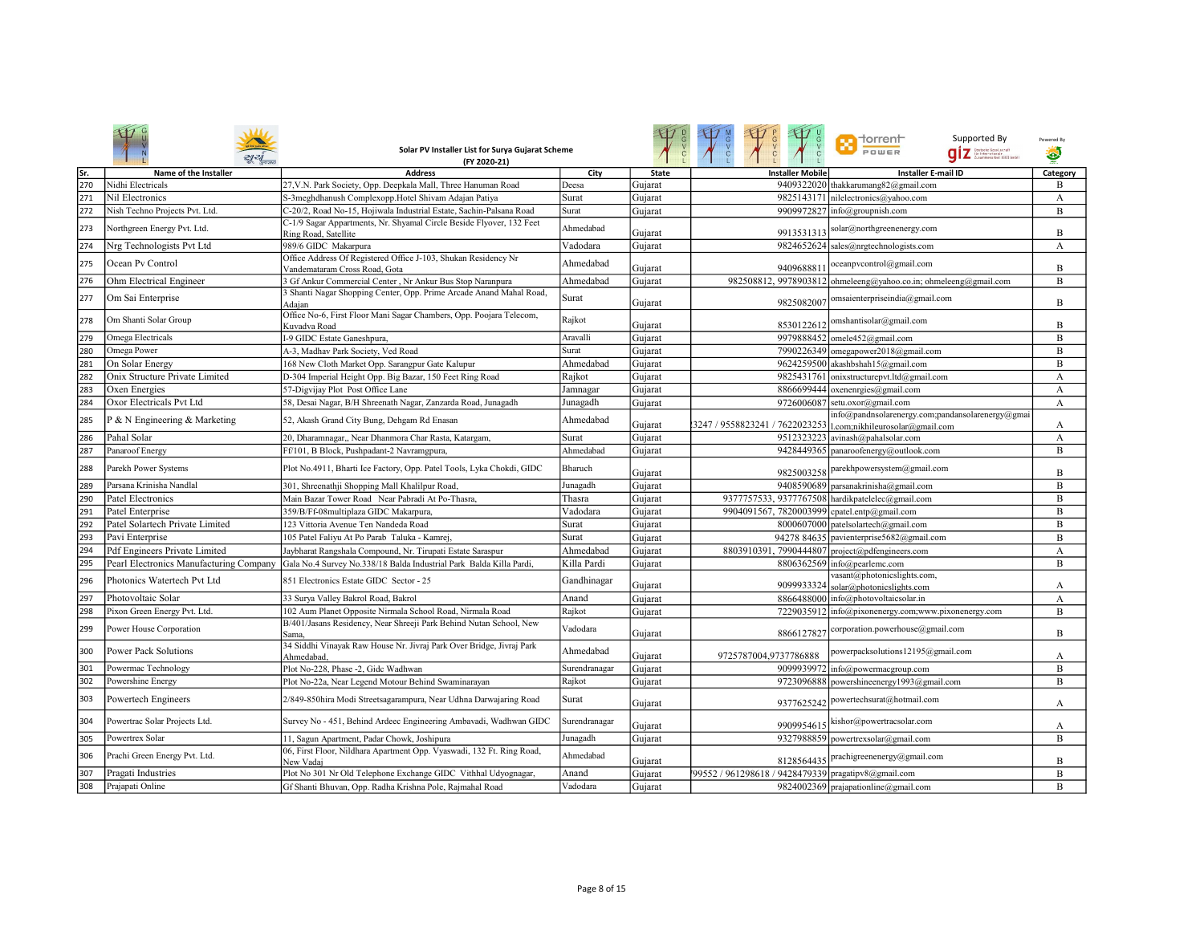Solar PV Installer List for Surya Gujarat Scheme
(FY 2020-21)

Supported By giz

| Sr. | Name of the Installer | Address | City | State | Installer Mobile | Installer E-mail ID | Category |
|---|---|---|---|---|---|---|---|
| 270 | Nidhi Electricals | 27,V.N. Park Society, Opp. Deepkala Mall, Three Hanuman Road | Deesa | Gujarat | 9409322020 | thakkarumang82@gmail.com | B |
| 271 | Nil Electronics | S-3meghdhanush Complexopp.Hotel Shivam Adajan Patiya | Surat | Gujarat | 9825143171 | nilelectronics@yahoo.com | A |
| 272 | Nish Techno Projects Pvt. Ltd. | C-20/2, Road No-15, Hojiwala Industrial Estate, Sachin-Palsana Road | Surat | Gujarat | 9909972827 | info@groupnish.com | B |
| 273 | Northgreen Energy Pvt. Ltd. | C-1/9 Sagar Appartments, Nr. Shyamal Circle Beside Flyover, 132 Feet Ring Road, Satellite | Ahmedabad | Gujarat | 9913531313 | solar@northgreenenergy.com | B |
| 274 | Nrg Technologists Pvt Ltd | 989/6 GIDC Makarpura | Vadodara | Gujarat | 9824652624 | sales@nrgtechnologists.com | A |
| 275 | Ocean Pv Control | Office Address Of Registered Office J-103, Shukan Residency Nr Vandemataram Cross Road, Gota | Ahmedabad | Gujarat | 9409688811 | oceanpvcontrol@gmail.com | B |
| 276 | Ohm Electrical Engineer | 3 Gf Ankur Commercial Center , Nr Ankur Bus Stop Naranpura | Ahmedabad | Gujarat | 982508812, 9978903812 | ohmeleeng@yahoo.co.in; ohmeleeng@gmail.com | B |
| 277 | Om Sai Enterprise | 3 Shanti Nagar Shopping Center, Opp. Prime Arcade Anand Mahal Road, Adajan | Surat | Gujarat | 9825082007 | omsaienterpriseindia@gmail.com | B |
| 278 | Om Shanti Solar Group | Office No-6, First Floor Mani Sagar Chambers, Opp. Poojara Telecom, Kuvadva Road | Rajkot | Gujarat | 8530122612 | omshantisolar@gmail.com | B |
| 279 | Omega Electricals | I-9 GIDC Estate Ganeshpura, | Aravalli | Gujarat | 9979888452 | omele452@gmail.com | B |
| 280 | Omega Power | A-3, Madhav Park Society, Ved Road | Surat | Gujarat | 7990226349 | omegapower2018@gmail.com | B |
| 281 | On Solar Energy | 168 New Cloth Market Opp. Sarangpur Gate Kalupur | Ahmedabad | Gujarat | 9624259500 | akashbshah15@gmail.com | B |
| 282 | Onix Structure Private Limited | D-304 Imperial Height Opp. Big Bazar, 150 Feet Ring Road | Rajkot | Gujarat | 9825431761 | onixstructurepvt.ltd@gmail.com | A |
| 283 | Oxen Energies | 57-Digvijay Plot Post Office Lane | Jamnagar | Gujarat | 8866699444 | oxenenrgies@gmail.com | A |
| 284 | Oxor Electricals Pvt Ltd | 58, Desai Nagar, B/H Shreenath Nagar, Zanzarda Road, Junagadh | Junagadh | Gujarat | 9726006087 | setu.oxor@gmail.com | A |
| 285 | P & N Engineering & Marketing | 52, Akash Grand City Bung, Dehgam Rd Enasan | Ahmedabad | Gujarat | 3247 / 9558823241 / 7622023253 | info@pandnsolarenergy.com;pandansolarenergy@gmail.com;nikhileurosolar@gmail.com | A |
| 286 | Pahal Solar | 20, Dharamnagar,, Near Dhanmora Char Rasta, Katargam, | Surat | Gujarat | 9512323223 | avinash@pahalsolar.com | A |
| 287 | Panaroof Energy | Ff101, B Block, Pushpadant-2 Navramgpura, | Ahmedabad | Gujarat | 9428449365 | panaroofenergy@outlook.com | B |
| 288 | Parekh Power Systems | Plot No.4911, Bharti Ice Factory, Opp. Patel Tools, Lyka Chokdi, GIDC | Bharuch | Gujarat | 9825003258 | parekhpowersystem@gmail.com | B |
| 289 | Parsana Krinisha Nandlal | 301, Shreenathji Shopping Mall Khalilpur Road, | Junagadh | Gujarat | 9408590689 | parsanakrinisha@gmail.com | B |
| 290 | Patel Electronics | Main Bazar Tower Road Near Pabradi At Po-Thasra, | Thasra | Gujarat | 9377757533, 9377767508 | hardikpatelelec@gmail.com | B |
| 291 | Patel Enterprise | 359/B/Ff-08multiplaza GIDC Makarpura, | Vadodara | Gujarat | 9904091567, 7820003999 | cpatel.entp@gmail.com | B |
| 292 | Patel Solartech Private Limited | 123 Vittoria Avenue Ten Nandeda Road | Surat | Gujarat | 8000607000 | patelsolartech@gmail.com | B |
| 293 | Pavi Enterprise | 105 Patel Faliyu At Po Parab Taluka - Kamrej, | Surat | Gujarat | 94278 84635 | pavienterprise5682@gmail.com | B |
| 294 | Pdf Engineers Private Limited | Jaybharat Rangshala Compound, Nr. Tirupati Estate Saraspur | Ahmedabad | Gujarat | 8803910391, 7990444807 | project@pdfengineers.com | A |
| 295 | Pearl Electronics Manufacturing Company | Gala No.4 Survey No.338/18 Balda Industrial Park Balda Killa Pardi, | Killa Pardi | Gujarat | 8806362569 | info@pearlemc.com | B |
| 296 | Photonics Watertech Pvt Ltd | 851 Electronics Estate GIDC Sector - 25 | Gandhinagar | Gujarat | 9099933324 | vasant@photonicslights.com, solar@photonicslights.com | A |
| 297 | Photovoltaic Solar | 33 Surya Valley Bakrol Road, Bakrol | Anand | Gujarat | 8866488000 | info@photovoltaicsolar.in | A |
| 298 | Pixon Green Energy Pvt. Ltd. | 102 Aum Planet Opposite Nirmala School Road, Nirmala Road | Rajkot | Gujarat | 7229035912 | info@pixonenergy.com;www.pixonenergy.com | B |
| 299 | Power House Corporation | B/401/Jasans Residency, Near Shreeji Park Behind Nutan School, New Sama, | Vadodara | Gujarat | 8866127827 | corporation.powerhouse@gmail.com | B |
| 300 | Power Pack Solutions | 34 Siddhi Vinayak Raw House Nr. Jivraj Park Over Bridge, Jivraj Park Ahmedabad, | Ahmedabad | Gujarat | 9725787004,9737786888 | powerpacksolutions12195@gmail.com | A |
| 301 | Powermac Technology | Plot No-228, Phase -2, Gidc Wadhwan | Surendranagar | Gujarat | 9099939972 | info@powermacgroup.com | B |
| 302 | Powershine Energy | Plot No-22a, Near Legend Motour Behind Swaminarayan | Rajkot | Gujarat | 9723096888 | powershineenergy1993@gmail.com | B |
| 303 | Powertech Engineers | 2/849-850hira Modi Streetsagarampura, Near Udhna Darwajaring Road | Surat | Gujarat | 9377625242 | powertechsurat@hotmail.com | A |
| 304 | Powertrac Solar Projects Ltd. | Survey No - 451, Behind Ardeec Engineering Ambavadi, Wadhwan GIDC | Surendranagar | Gujarat | 9909954615 | kishor@powertracsolar.com | A |
| 305 | Powertrex Solar | 11, Sagun Apartment, Padar Chowk, Joshipura | Junagadh | Gujarat | 9327988859 | powertrexsolar@gmail.com | B |
| 306 | Prachi Green Energy Pvt. Ltd. | 06, First Floor, Nildhara Apartment Opp. Vyaswadi, 132 Ft. Ring Road, New Vadaj | Ahmedabad | Gujarat | 8128564435 | prachigreenenergy@gmail.com | B |
| 307 | Pragati Industries | Plot No 301 Nr Old Telephone Exchange GIDC Vithhal Udyognagar, | Anand | Gujarat | 99552 / 961298618 / 9428479339 | pragatipv8@gmail.com | B |
| 308 | Prajapati Online | Gf Shanti Bhuvan, Opp. Radha Krishna Pole, Rajmahal Road | Vadodara | Gujarat | 9824002369 | prajapationline@gmail.com | B |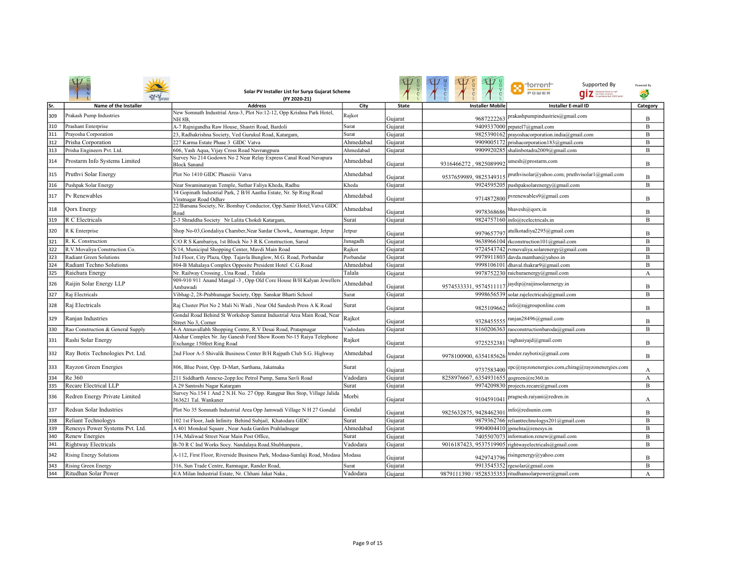Solar PV Installer List for Surya Gujarat Scheme
(FY 2020-21)

Supported By

Powered By

| Sr. | Name of the Installer | Address | City | State | Installer Mobile | Installer E-mail ID | Category |
|---|---|---|---|---|---|---|---|
| 309 | Prakash Pump Industries | New Somnath Industrial Area-3, Plot No:12-12, Opp Krishna Park Hotel, NH 8B, | Rajkot | Gujarat | 9687222263 | prakashpumpindustries@gmail.com | B |
| 310 | Prashant Enterprise | A-7 Rajnigandha Raw House, Shastri Road, Bardoli | Surat | Gujarat | 9409337000 | prpatel7@gmail.com | B |
| 311 | Prayosha Corporation | 23, Radhakrishna Society, Ved Gurukul Road, Katargam, | Surat | Gujarat | 9825390162 | prayoshacorporation.india@gmail.com | B |
| 312 | Prisha Corporation | 227 Karma Estate Phase 3 GIDC Vatva | Ahmedabad | Gujarat | 9909005172 | prishacorporation183@gmail.com | B |
| 313 | Prisha Engineers Pvt. Ltd. | 606, Yash Aqua, Vijay Cross Road Navrangpura | Ahmedabad | Gujarat | 9909920285 | shalinbotadra2009@gmail.com | B |
| 314 | Prostarm Info Systems Limited | Survey No 214 Godown No 2 Near Relay Express Canal Road Navapura Block Sanand | Ahmedabad | Gujarat | 9316466272 , 9825089992 | umesh@prostarm.com | B |
| 315 | Pruthvi Solar Energy | Plot No 1410 GIDC Phaseiii Vatva | Ahmedabad | Gujarat | 9537659989, 9825349315 | pruthvisolar@yahoo.com; pruthvisolar1@gmail.com | B |
| 316 | Pushpak Solar Energy | Near Swaminarayan Temple, Suthar Faliya Kheda, Radhu | Kheda | Gujarat | 9924595205 | pushpaksolarenergy@gmail.com | B |
| 317 | Pv Renewables | 34 Gopinath Industrial Park, 2 B/H Aastha Estate, Nr. Sp Ring Road Viratnagar Road Odhav | Ahmedabad | Gujarat | 9714872800 | pvrenewables9@gmail.com | B |
| 318 | Qorx Energy | 22/Barsana Society, Nr. Bombay Conductor, Opp.Samir Hotel,Vatva GIDC Road | Ahmedabad | Gujarat | 9978368686 | bhavesh@qorx.in | B |
| 319 | R C Electricals | 2-3 Shraddha Society Nr Lalita Chokdi Katargam, | Surat | Gujarat | 9824757160 | info@rcelectricals.in | B |
| 320 | R K Enterprise | Shop No-03,Gondaliya Chamber,Near Sardar Chowk,, Amarnagar, Jetpur | Jetpur | Gujarat | 9979657797 | atulkotadiya2295@gmail.com | B |
| 321 | R. K. Construction | C/O R S Kambariya, 1st Block No 3 R K Construction, Sarod | Junagadh | Gujarat | 9638966104 | rkconstruction101@gmail.com | B |
| 322 | R.V.Movaliya Construction Co. | S/14, Municipal Shopping Center, Mavdi Main Road | Rajkot | Gujarat | 9724543742 | rvmovaliya.solarenergy@gmail.com | B |
| 323 | Radiant Green Solutions | 3rd Floor, City Plaza, Opp. Tajavla Bunglow, M.G. Road, Porbandar | Porbandar | Gujarat | 9978911803 | davda.manthan@yahoo.in | B |
| 324 | Radiant Techno Solutions | 804-B Mahalaya Complex Opposite President Hotel C.G.Road | Ahmedabad | Gujarat | 9998106101 | dhaval.thakrar9@gmail.com | B |
| 325 | Raichura Energy | Nr. Railway Crossing , Una Road , Talala | Talala | Gujarat | 9978752230 | raichuraenergy@gmail.com | A |
| 326 | Raijin Solar Energy LLP | 909-910 911 Anand Mangal -3 , Opp Old Core House B/H Kalyan Jewellers Ambawadi | Ahmedabad | Gujarat | 9574533331, 9574511117 | jaydip@raijinsolarenergy.in | B |
| 327 | Raj Electricals | Vibhag-2, 28-Prabhunagar Society, Opp. Sanskar Bharti School | Surat | Gujarat | 9998656539 | solar.rajelectricals@gmail.com | B |
| 328 | Raj Electricals | Raj Cluster Plot No 2 Mali Ni Wadi , Near Old Sandesh Press A K Road | Surat | Gujarat | 9825109662 | info@rajgrouponline.com | B |
| 329 | Ranjan Industries | Gondal Road Behind St Workshop Samrat Industrial Area Main Road, Near Street No 3, Corner | Rajkot | Gujarat | 9328455555 | ranjan28496@gmail.com | B |
| 330 | Rao Construction & General Supply | 4-A Atmavallabh Shopping Centre, R.V Desai Road, Pratapnagar | Vadodara | Gujarat | 8160206363 | raoconstructionbaroda@gmail.com | B |
| 331 | Rashi Solar Energy | Akshar Complex Nr. Jay Ganesh Ford Show Room Nr-15 Raiya Telephone Exchange 150feet Ring Road | Rajkot | Gujarat | 9725252381 | vaghasiyajd@gmail.com | B |
| 332 | Ray Botix Technologies Pvt. Ltd. | 2nd Floor A-5 Shivalik Business Center B/H Rajpath Club S.G. Highway | Ahmedabad | Gujarat | 9978100900, 6354185626 | tender.raybotix@gmail.com | B |
| 333 | Rayzon Green Energies | 806, Blue Point, Opp. D-Mart, Sarthana, Jakatnaka | Surat | Gujarat | 9737583400 | epc@rayzonenergies.com,chirag@rayzonenergies.com | A |
| 334 | Re 360 | 211 Siddharth Annexe-2opp:loc Petrol Pump, Sama Savli Road | Vadodara | Gujarat | 8258976667, 6354931655 | gogreen@re360.in | A |
| 335 | Recare Electrical LLP | A 29 Santoshi Nagar Katargam | Surat | Gujarat | 9974209830 | projects.recare@gmail.com | B |
| 336 | Redren Energy Private Limited | Survey No.154 1 And 2 N.H. No. 27 Opp. Rangpar Bus Stop, Village Jalida 363621 Tal. Wankaner | Morbi | Gujarat | 9104591041 | pragnesh.raiyani@redren.in | A |
| 337 | Redsun Solar Industries | Plot No 35 Somnath Industrial Area Opp Jamwadi Village N H 27 Gondal | Gondal | Gujarat | 9825632875, 9428462301 | info@redsunin.com | B |
| 338 | Reliant Technologys | 102 1st Floor, Jash Infinity Behind Subjail, Khatodara GIDC | Surat | Gujarat | 9879362766 | relianttechnologys201@gmail.com | B |
| 339 | Renesys Power Systems Pvt. Ltd. | A 401 Mondeal Square , Near Auda Garden Prahladnagar | Ahmedabad | Gujarat | 9904004410 | jpmehta@renesys.in | B |
| 340 | Renew Energies | 134, Maliwad Street Near Main Post Office, | Surat | Gujarat | 7405507073 | information.renew@gmail.com | B |
| 341 | Rightway Electricals | B-70 R C Ind Works Socy. Nandalaya Road.Shubhanpura , | Vadodara | Gujarat | 9016187423, 9537519905 | rightwayelectricals@gmail.com | B |
| 342 | Rising Energy Solutions | A-112, First Floor, Riverside Business Park, Modasa-Samlaji Road, Modasa | Modasa | Gujarat | 9429743796 | risingenergy@yahoo.com | B |
| 343 | Rising Green Energy | 316, Sun Trade Centre, Ramnagar, Rander Road, | Surat | Gujarat | 9913545352 | rgesolar@gmail.com | B |
| 344 | Ritudhan Solar Power | 4/A Milan Industrial Estate, Nr. Chhani Jakat Naka , | Vadodara | Gujarat | 9879111390 / 9528535353 | ritudhansolarpower@gmail.com | A |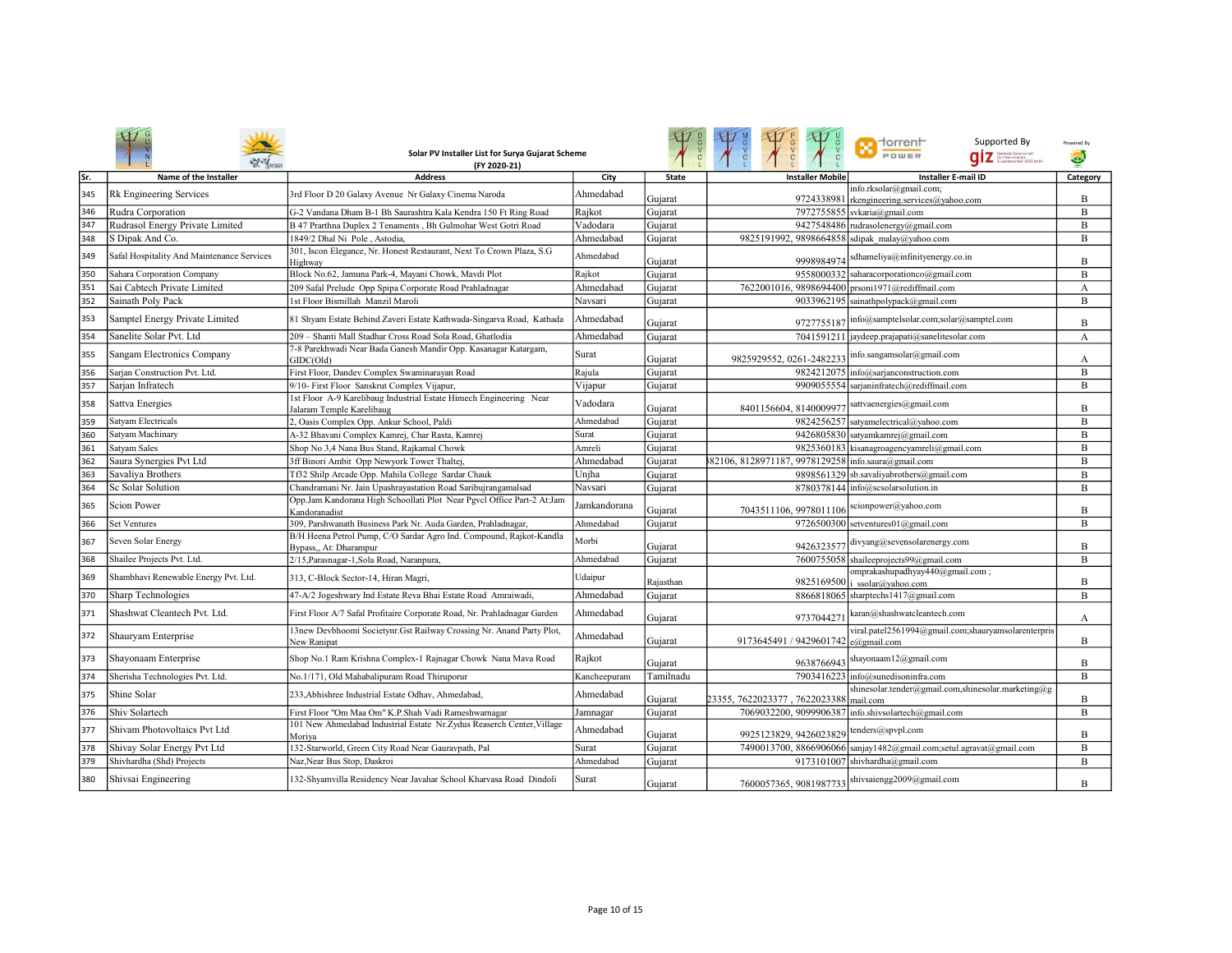Solar PV Installer List for Surya Gujarat Scheme (FY 2020-21)

Supported By

Powered By

| Sr. | Name of the Installer | Address | City | State | Installer Mobile | Installer E-mail ID | Category |
|---|---|---|---|---|---|---|---|
| 345 | Rk Engineering Services | 3rd Floor D 20 Galaxy Avenue Nr Galaxy Cinema Naroda | Ahmedabad | Gujarat | 9724338981 | info.rksolar@gmail.com; rkengineering.services@yahoo.com | B |
| 346 | Rudra Corporation | G-2 Vandana Dham B-1 Bh Saurashtra Kala Kendra 150 Ft Ring Road | Rajkot | Gujarat | 7972755855 | svkaria@gmail.com | B |
| 347 | Rudrasol Energy Private Limited | B 47 Prarthna Duplex 2 Tenaments , Bh Gulmohar West Gotri Road | Vadodara | Gujarat | 9427548486 | rudrasolenergy@gmail.com | B |
| 348 | S Dipak And Co. | 1849/2 Dhal Ni Pole , Astodia, | Ahmedabad | Gujarat | 9825191992, 9898664858 | sdipak_malay@yahoo.com | B |
| 349 | Safal Hospitality And Maintenance Services | 301, Iscon Elegance, Nr. Honest Restaurant, Next To Crown Plaza, S.G Highway | Ahmedabad | Gujarat | 9998984974 | sdhameliya@infinityenergy.co.in | B |
| 350 | Sahara Corporation Company | Block No.62, Jamuna Park-4, Mayani Chowk, Mavdi Plot | Rajkot | Gujarat | 9558000332 | saharacorporationco@gmail.com | B |
| 351 | Sai Cabtech Private Limited | 209 Safal Prelude Opp Spipa Corporate Road Prahladnagar | Ahmedabad | Gujarat | 7622001016, 9898694400 | prsoni1971@rediffmail.com | A |
| 352 | Sainath Poly Pack | 1st Floor Bismillah Manzil Maroli | Navsari | Gujarat | 9033962195 | sainathpolypack@gmail.com | B |
| 353 | Samptel Energy Private Limited | 81 Shyam Estate Behind Zaveri Estate Kathwada-Singarva Road, Kathada | Ahmedabad | Gujarat | 9727755187 | info@samptelsolar.com;solar@samptel.com | B |
| 354 | Sanelite Solar Pvt. Ltd | 209 – Shanti Mall Stadhar Cross Road Sola Road, Ghatlodia | Ahmedabad | Gujarat | 7041591211 | jaydeep.prajapati@sanelitesolar.com | A |
| 355 | Sangam Electronics Company | 7-8 Parekhwadi Near Bada Ganesh Mandir Opp. Kasanagar Katargam, GIDC(Old) | Surat | Gujarat | 9825929552, 0261-2482233 | info.sangamsolar@gmail.com | A |
| 356 | Sarjan Construction Pvt. Ltd. | First Floor, Dandev Complex Swaminarayan Road | Rajula | Gujarat | 9824212075 | info@sarjanconstruction.com | B |
| 357 | Sarjan Infratech | 9/10- First Floor Sanskrut Complex Vijapur, | Vijapur | Gujarat | 9909055554 | sarjaninfratech@rediffmail.com | B |
| 358 | Sattva Energies | 1st Floor A-9 Karelibaug Industrial Estate Himech Engineering Near Jalaram Temple Karelibaug | Vadodara | Gujarat | 8401156604, 8140009977 | sattvaenergies@gmail.com | B |
| 359 | Satyam Electricals | 2, Oasis Complex Opp. Ankur School, Paldi | Ahmedabad | Gujarat | 9824256257 | satyamelectrical@yahoo.com | B |
| 360 | Satyam Machinary | A-32 Bhavani Complex Kamrej, Char Rasta, Kamrej | Surat | Gujarat | 9426805830 | satyamkamrej@gmail.com | B |
| 361 | Satyam Sales | Shop No 3,4 Nana Bus Stand, Rajkamal Chowk | Amreli | Gujarat | 9825360183 | kisanagroagencyamreli@gmail.com | B |
| 362 | Saura Synergies Pvt Ltd | 3ff Binori Ambit Opp Newyork Tower Thaltej, | Ahmedabad | Gujarat | 82106, 8128971187, 9978129258 | info.saura@gmail.com | B |
| 363 | Savaliya Brothers | Tf32 Shilp Arcade Opp. Mahila College Sardar Chauk | Unjha | Gujarat | 9898561329 | sb.savaliyabrothers@gmail.com | B |
| 364 | Sc Solar Solution | Chandramani Nr. Jain Upashrayastation Road Saribujrangamalsad | Navsari | Gujarat | 8780378144 | info@scsolarsolution.in | B |
| 365 | Scion Power | Opp.Jam Kandorana High Schoollati Plot Near Pgvcl Office Part-2 At:Jam Kandoranadist | Jamkandorana | Gujarat | 7043511106, 9978011106 | scionpower@yahoo.com | B |
| 366 | Set Ventures | 309, Parshwanath Business Park Nr. Auda Garden, Prahladnagar, | Ahmedabad | Gujarat | 9726500300 | setventures01@gmail.com | B |
| 367 | Seven Solar Energy | B/H Heena Petrol Pump, C/O Sardar Agro Ind. Compound, Rajkot-Kandla Bypass,, At: Dharampur | Morbi | Gujarat | 9426323577 | divyang@sevensolarenergy.com | B |
| 368 | Shailee Projects Pvt. Ltd. | 2/15,Parasnagar-1,Sola Road, Naranpura, | Ahmedabad | Gujarat | 7600755058 | shaileeprojects99@gmail.com | B |
| 369 | Shambhavi Renewable Energy Pvt. Ltd. | 313, C-Block Sector-14, Hiran Magri, | Udaipur | Rajasthan | 9825169500 | omprakashupadhyay440@gmail.com ; i_ssolar@yahoo.com | B |
| 370 | Sharp Technologies | 47-A/2 Jogeshwary Ind Estate Reva Bhai Estate Road Amraiwadi, | Ahmedabad | Gujarat | 8866818065 | sharptechs1417@gmail.com | B |
| 371 | Shashwat Cleantech Pvt. Ltd. | First Floor A/7 Safal Profitaire Corporate Road, Nr. Prahladnagar Garden | Ahmedabad | Gujarat | 9737044271 | karan@shashwatcleantech.com | A |
| 372 | Shauryam Enterprise | 13new Devbhoomi Societynr.Gst Railway Crossing Nr. Anand Party Plot, New Ranipat | Ahmedabad | Gujarat | 9173645491 / 9429601742 | viral.patel2561994@gmail.com;shauryamsolarenterprise@gmail.com | B |
| 373 | Shayonaam Enterprise | Shop No.1 Ram Krishna Complex-1 Rajnagar Chowk Nana Mava Road | Rajkot | Gujarat | 9638766943 | shayonaam12@gmail.com | B |
| 374 | Sherisha Technologies Pvt. Ltd. | No.1/171, Old Mahabalipuram Road Thiruporur | Kancheepuram | Tamilnadu | 7903416223 | info@sunedisoninfra.com | B |
| 375 | Shine Solar | 233,Abhishree Industrial Estate Odhav, Ahmedabad, | Ahmedabad | Gujarat | 23355, 7622023377 , 7622023388 | shinesolar.tender@gmail.com,shinesolar.marketing@gmail.com | B |
| 376 | Shiv Solartech | First Floor "Om Maa Om" K.P.Shah Vadi Rameshwarnagar | Jamnagar | Gujarat | 7069032200, 9099906387 | info.shivsolartech@gmail.com | B |
| 377 | Shivam Photovoltaics Pvt Ltd | 101 New Ahmedabad Industrial Estate Nr.Zydus Reaserch Center,Village Moriya | Ahmedabad | Gujarat | 9925123829, 9426023829 | tenders@spvpl.com | B |
| 378 | Shivay Solar Energy Pvt Ltd | 132-Starworld, Green City Road Near Gauravpath, Pal | Surat | Gujarat | 7490013700, 8866906066 | sanjay1482@gmail.com;setul.agravat@gmail.com | B |
| 379 | Shivhardha (Shd) Projects | Naz,Near Bus Stop, Daskroi | Ahmedabad | Gujarat | 9173101007 | shivhardha@gmail.com | B |
| 380 | Shivsai Engineering | 132-Shyamvilla Residency Near Javahar School Kharvasa Road Dindoli | Surat | Gujarat | 7600057365, 9081987733 | shivsaiengg2009@gmail.com | B |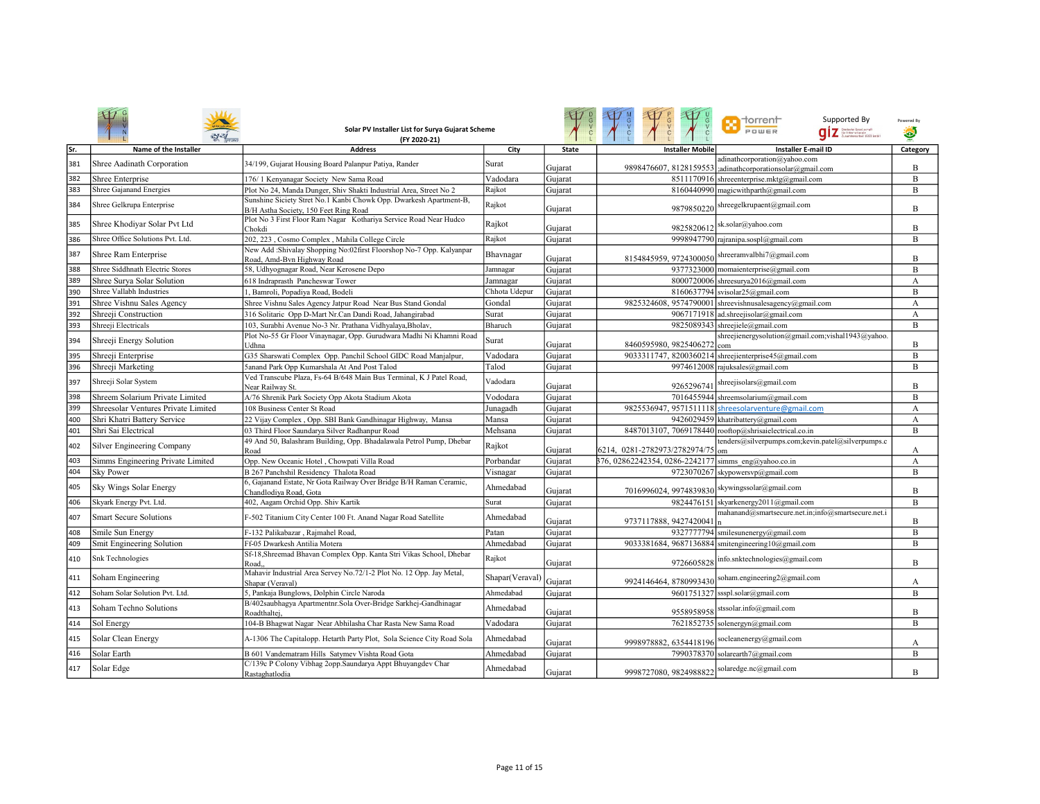## Solar PV Installer List for Surya Gujarat Scheme (FY 2020-21)

Supported By giz

Powered By

| Sr. | Name of the Installer | Address | City | State | Installer Mobile | Installer E-mail ID | Category |
|---|---|---|---|---|---|---|---|
| 381 | Shree Aadinath Corporation | 34/199, Gujarat Housing Board Palanpur Patiya, Rander | Surat | Gujarat | 9898476607, 8128159553 | adinathcorporation@yahoo.com ;adinathcorporationsolar@gmail.com | B |
| 382 | Shree Enterprise | 176/ 1 Kenyanagar Society New Sama Road | Vadodara | Gujarat | 8511170916 | shreeenterprise.mktg@gmail.com | B |
| 383 | Shree Gajanand Energies | Plot No 24, Manda Dunger, Shiv Shakti Industrial Area, Street No 2 | Rajkot | Gujarat | 8160440990 | magicwithparth@gmail.com | B |
| 384 | Shree Gelkrupa Enterprise | Sunshine Siciety Stret No.1 Kanbi Chowk Opp. Dwarkesh Apartment-B, B/H Astha Society, 150 Feet Ring Road | Rajkot | Gujarat | 9879850220 | shreegelkrupaent@gmail.com | B |
| 385 | Shree Khodiyar Solar Pvt Ltd | Plot No 3 First Floor Ram Nagar Kothariya Service Road Near Hudco Chokdi | Rajkot | Gujarat | 9825820612 | sk.solar@yahoo.com | B |
| 386 | Shree Office Solutions Pvt. Ltd. | 202, 223 , Cosmo Complex , Mahila College Circle | Rajkot | Gujarat | 9998947790 | rajranipa.sospl@gmail.com | B |
| 387 | Shree Ram Enterprise | New Add :Shivalay Shopping No:02first Floorshop No-7 Opp. Kalyanpar Road, Amd-Bvn Highway Road | Bhavnagar | Gujarat | 8154845959, 9724300050 | shreeramvalbhi7@gmail.com | B |
| 388 | Shree Siddhnath Electric Stores | 58, Udhyognagar Road, Near Kerosene Depo | Jamnagar | Gujarat | 9377323000 | momaienterprise@gmail.com | B |
| 389 | Shree Surya Solar Solution | 618 Indraprasth Pancheswar Tower | Jamnagar | Gujarat | 8000720006 | shreesurya2016@gmail.com | A |
| 390 | Shree Vallabh Industries | 1, Bamroli, Popadiya Road, Bodeli | Chhota Udepur | Gujarat | 8160637794 | svisolar25@gmail.com | B |
| 391 | Shree Vishnu Sales Agency | Shree Vishnu Sales Agency Jatpur Road Near Bus Stand Gondal | Gondal | Gujarat | 9825324608, 9574790001 | shreevishnusalesagency@gmail.com | A |
| 392 | Shreeji Construction | 316 Solitaric Opp D-Mart Nr.Can Dandi Road, Jahangirabad | Surat | Gujarat | 9067171918 | ad.shreejisolar@gmail.com | A |
| 393 | Shreeji Electricals | 103, Surabhi Avenue No-3 Nr. Prathana Vidhyalaya,Bholav, | Bharuch | Gujarat | 9825089343 | shreejiele@gmail.com | B |
| 394 | Shreeji Energy Solution | Plot No-55 Gr Floor Vinaynagar, Opp. Gurudwara Madhi Ni Khamni Road Udhna | Surat | Gujarat | 8460595980, 9825406272 | shreejienergysolution@gmail.com;vishal1943@yahoo.com | B |
| 395 | Shreeji Enterprise | G35 Sharswati Complex Opp. Panchil School GIDC Road Manjalpur, | Vadodara | Gujarat | 9033311747, 8200360214 | shreejienterprise45@gmail.com | B |
| 396 | Shreeji Marketing | 5anand Park Opp Kumarshala At And Post Talod | Talod | Gujarat | 9974612008 | rajuksales@gmail.com | B |
| 397 | Shreeji Solar System | Ved Transcube Plaza, Fs-64 B/648 Main Bus Terminal, K J Patel Road, Near Railway St. | Vadodara | Gujarat | 9265296741 | shreejisolars@gmail.com | B |
| 398 | Shreem Solarium Private Limited | A/76 Shrenik Park Society Opp Akota Stadium Akota | Vododara | Gujarat | 7016455944 | shreemsolarium@gmail.com | B |
| 399 | Shreesolar Ventures Private Limited | 108 Business Center St Road | Junagadh | Gujarat | 9825536947, 9571511118 | shreesolarventure@gmail.com | A |
| 400 | Shri Khatri Battery Service | 22 Vijay Complex , Opp. SBI Bank Gandhinagar Highway, Mansa | Mansa | Gujarat | 9426029459 | khatribattery@gmail.com | A |
| 401 | Shri Sai Electrical | 03 Third Floor Saundarya Silver Radhanpur Road | Mehsana | Gujarat | 8487013107, 7069178440 | rooftop@shrisaielectrical.co.in | B |
| 402 | Silver Engineering Company | 49 And 50, Balashram Building, Opp. Bhadalawala Petrol Pump, Dhebar Road | Rajkot | Gujarat | 6214, 0281-2782973/2782974/75 | tenders@silverpumps.com;kevin.patel@silverpumps.com | A |
| 403 | Simms Engineering Private Limited | Opp. New Oceanic Hotel , Chowpati Villa Road | Porbandar | Gujarat | 376, 02862242354, 0286-2242177 | simms_eng@yahoo.co.in | A |
| 404 | Sky Power | B 267 Panchshil Residency Thalota Road | Visnagar | Gujarat | 9723070267 | skypowersvp@gmail.com | B |
| 405 | Sky Wings Solar Energy | 6, Gajanand Estate, Nr Gota Railway Over Bridge B/H Raman Ceramic, Chandlodiya Road, Gota | Ahmedabad | Gujarat | 7016996024, 9974839830 | skywingssolar@gmail.com | B |
| 406 | Skyark Energy Pvt. Ltd. | 402, Aagam Orchid Opp. Shiv Kartik | Surat | Gujarat | 9824476151 | skyarkenergy2011@gmail.com | B |
| 407 | Smart Secure Solutions | F-502 Titanium City Center 100 Ft. Anand Nagar Road Satellite | Ahmedabad | Gujarat | 9737117888, 9427420041 | mahanand@smartsecure.net.in;info@smartsecure.net.in | B |
| 408 | Smile Sun Energy | F-132 Palikabazar , Rajmahel Road, | Patan | Gujarat | 9327777794 | smilesunenergy@gmail.com | B |
| 409 | Smit Engineering Solution | FF-05 Dwarkesh Antilia Motera | Ahmedabad | Gujarat | 9033381684, 9687136884 | smitengineering10@gmail.com | B |
| 410 | Snk Technologies | Sf-18,Shreemad Bhavan Complex Opp. Kanta Stri Vikas School, Dhebar Road,, | Rajkot | Gujarat | 9726605828 | info.snktechnologies@gmail.com | B |
| 411 | Soham Engineering | Mahavir Industrial Area Servey No.72/1-2 Plot No. 12 Opp. Jay Metal, Shapar (Veraval) | Shapar(Veraval) | Gujarat | 9924146464, 8780993430 | soham.engineering2@gmail.com | A |
| 412 | Soham Solar Solution Pvt. Ltd. | 5, Pankaja Bunglows, Dolphin Circle Naroda | Ahmedabad | Gujarat | 9601751327 | ssspl.solar@gmail.com | B |
| 413 | Soham Techno Solutions | B/402saubhagya Apartmentnr.Sola Over-Bridge Sarkhej-Gandhinagar Roadthaltej, | Ahmedabad | Gujarat | 9558958958 | stssolar.info@gmail.com | B |
| 414 | Sol Energy | 104-B Bhagwat Nagar Near Abhilasha Char Rasta New Sama Road | Vadodara | Gujarat | 7621852735 | solenergyn@gmail.com | B |
| 415 | Solar Clean Energy | A-1306 The Capitalopp. Hetarth Party Plot, Sola Science City Road Sola | Ahmedabad | Gujarat | 9998978882, 6354418196 | socleanenergy@gmail.com | A |
| 416 | Solar Earth | B 601 Vandematram Hills Satymev Vishta Road Gota | Ahmedabad | Gujarat | 7990378370 | solarearth7@gmail.com | B |
| 417 | Solar Edge | C/139c P Colony Vibhag 2opp.Saundarya Appt Bhuyangdev Char Rastaghatlodia | Ahmedabad | Gujarat | 9998727080, 9824988822 | solaredge.nc@gmail.com | B |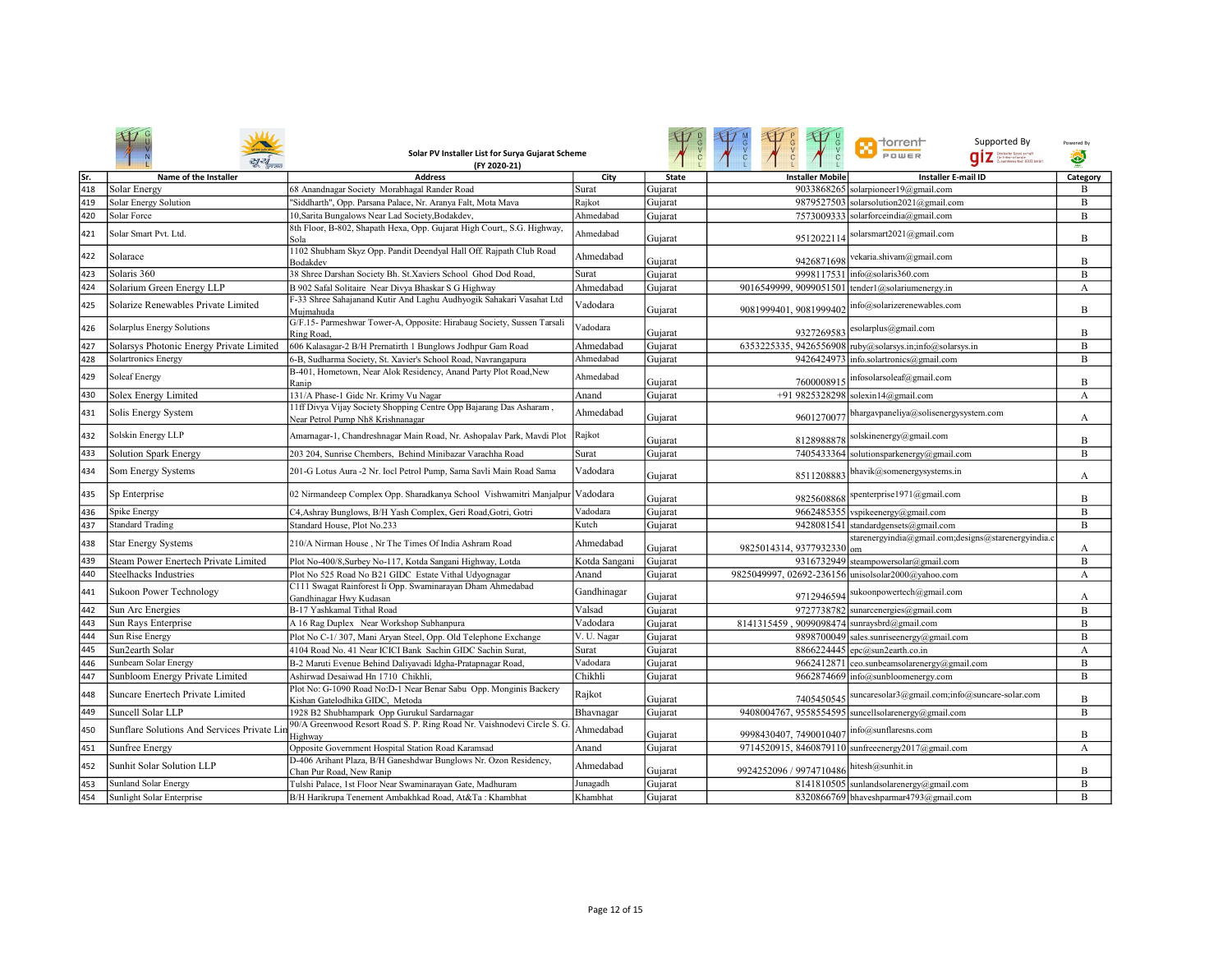Solar PV Installer List for Surya Gujarat Scheme (FY 2020-21)

Supported By

Powered By

| Sr. | Name of the Installer | Address | City | State | Installer Mobile | Installer E-mail ID | Category |
|---|---|---|---|---|---|---|---|
| 418 | Solar Energy | 68 Anandnagar Society Morabhagal Rander Road | Surat | Gujarat | 9033868265 | solarpioneer19@gmail.com | B |
| 419 | Solar Energy Solution | "Siddharth", Opp. Parsana Palace, Nr. Aranya Falt, Mota Mava | Rajkot | Gujarat | 9879527503 | solarsolution2021@gmail.com | B |
| 420 | Solar Force | 10,Sarita Bungalows Near Lad Society,Bodakdev, | Ahmedabad | Gujarat | 7573009333 | solarforceindia@gmail.com | B |
| 421 | Solar Smart Pvt. Ltd. | 8th Floor, B-802, Shapath Hexa, Opp. Gujarat High Court,, S.G. Highway, Sola | Ahmedabad | Gujarat | 9512022114 | solarsmart2021@gmail.com | B |
| 422 | Solarace | 1102 Shubham Skyz Opp. Pandit Deendyal Hall Off. Rajpath Club Road Bodakdev | Ahmedabad | Gujarat | 9426871698 | vekaria.shivam@gmail.com | B |
| 423 | Solaris 360 | 38 Shree Darshan Society Bh. St.Xaviers School Ghod Dod Road, | Surat | Gujarat | 9998117531 | info@solaris360.com | B |
| 424 | Solarium Green Energy LLP | B 902 Safal Solitaire Near Divya Bhaskar S G Highway | Ahmedabad | Gujarat | 9016549999, 9099051501 | tender1@solariumenergy.in | A |
| 425 | Solarize Renewables Private Limited | F-33 Shree Sahajanand Kutir And Laghu Audhyogik Sahakari Vasahat Ltd Mujmahuda | Vadodara | Gujarat | 9081999401, 9081999402 | info@solarizerenewables.com | B |
| 426 | Solarplus Energy Solutions | G/F.15- Parmeshwar Tower-A, Opposite: Hirabaug Society, Sussen Tarsali Ring Road, | Vadodara | Gujarat | 9327269583 | esolarplus@gmail.com | B |
| 427 | Solarsys Photonic Energy Private Limited | 606 Kalasagar-2 B/H Prernatirth 1 Bunglows Jodhpur Gam Road | Ahmedabad | Gujarat | 6353225335, 9426556908 | ruby@solarsys.in;info@solarsys.in | B |
| 428 | Solartronics Energy | 6-B, Sudharma Society, St. Xavier's School Road, Navrangapura | Ahmedabad | Gujarat | 9426424973 | info.solartronics@gmail.com | B |
| 429 | Soleaf Energy | B-401, Hometown, Near Alok Residency, Anand Party Plot Road,New Ranip | Ahmedabad | Gujarat | 7600008915 | infosolarsoleaf@gmail.com | B |
| 430 | Solex Energy Limited | 131/A Phase-1 Gidc Nr. Krimy Vu Nagar | Anand | Gujarat | +91 9825328298 | solexin14@gmail.com | A |
| 431 | Solis Energy System | 11ff Divya Vijay Society Shopping Centre Opp Bajarang Das Asharam , Near Petrol Pump Nh8 Krishnanagar | Ahmedabad | Gujarat | 9601270077 | bhargavpaneliya@solisenergysystem.com | A |
| 432 | Solskin Energy LLP | Amarnagar-1, Chandreshnagar Main Road, Nr. Ashopalav Park, Mavdi Plot | Rajkot | Gujarat | 8128988878 | solskinenergy@gmail.com | B |
| 433 | Solution Spark Energy | 203 204, Sunrise Chembers, Behind Minibazar Varachha Road | Surat | Gujarat | 7405433364 | solutionsparkenergy@gmail.com | B |
| 434 | Som Energy Systems | 201-G Lotus Aura -2 Nr. Iocl Petrol Pump, Sama Savli Main Road Sama | Vadodara | Gujarat | 8511208883 | bhavik@somenergysystems.in | A |
| 435 | Sp Enterprise | 02 Nirmandeep Complex Opp. Sharadkanya School Vishwamitri Manjalpur | Vadodara | Gujarat | 9825608868 | spenterprise1971@gmail.com | B |
| 436 | Spike Energy | C4,Ashray Bunglows, B/H Yash Complex, Geri Road,Gotri, Gotri | Vadodara | Gujarat | 9662485355 | vspikeenergy@gmail.com | B |
| 437 | Standard Trading | Standard House, Plot No.233 | Kutch | Gujarat | 9428081541 | standardgensets@gmail.com | B |
| 438 | Star Energy Systems | 210/A Nirman House , Nr The Times Of India Ashram Road | Ahmedabad | Gujarat | 9825014314, 9377932330 | starenergyindia@gmail.com;designs@starenergyindia.com | A |
| 439 | Steam Power Enertech Private Limited | Plot No-400/8,Surbey No-117, Kotda Sangani Highway, Lotda | Kotda Sangani | Gujarat | 9316732949 | steampowersolar@gmail.com | B |
| 440 | Steelhacks Industries | Plot No 525 Road No B21 GIDC Estate Vithal Udyognagar | Anand | Gujarat | 9825049997, 02692-236156 | unisolsolar2000@yahoo.com | A |
| 441 | Sukoon Power Technology | C111 Swagat Rainforest Ii Opp. Swaminarayan Dham Ahmedabad Gandhinagar Hwy Kudasan | Gandhinagar | Gujarat | 9712946594 | sukoonpowertech@gmail.com | A |
| 442 | Sun Arc Energies | B-17 Yashkamal Tithal Road | Valsad | Gujarat | 9727738782 | sunarcenergies@gmail.com | B |
| 443 | Sun Rays Enterprise | A 16 Rag Duplex Near Workshop Subhanpura | Vadodara | Gujarat | 8141315459 , 9099098474 | sunraysbrd@gmail.com | B |
| 444 | Sun Rise Energy | Plot No C-1/ 307, Mani Aryan Steel, Opp. Old Telephone Exchange | V. U. Nagar | Gujarat | 9898700049 | sales.sunriseenergy@gmail.com | B |
| 445 | Sun2earth Solar | 4104 Road No. 41 Near ICICI Bank Sachin GIDC Sachin Surat, | Surat | Gujarat | 8866224445 | epc@sun2earth.co.in | A |
| 446 | Sunbeam Solar Energy | B-2 Maruti Evenue Behind Daliyavadi Idgha-Pratapnagar Road, | Vadodara | Gujarat | 9662412871 | ceo.sunbeamsolarenergy@gmail.com | B |
| 447 | Sunbloom Energy Private Limited | Ashirwad Desaiwad Hn 1710 Chikhli, | Chikhli | Gujarat | 9662874669 | info@sunbloomenergy.com | B |
| 448 | Suncare Enertech Private Limited | Plot No: G-1090 Road No:D-1 Near Benar Sabu Opp. Monginis Backery Kishan Gatelodhika GIDC, Metoda | Rajkot | Gujarat | 7405450545 | suncaresolar3@gmail.com;info@suncare-solar.com | B |
| 449 | Suncell Solar LLP | 1928 B2 Shubhampark Opp Gurukul Sardarnagar | Bhavnagar | Gujarat | 9408004767, 9558554595 | suncellsolarenergy@gmail.com | B |
| 450 | Sunflare Solutions And Services Private Lin | 90/A Greenwood Resort Road S. P. Ring Road Nr. Vaishnodevi Circle S. G. Highway | Ahmedabad | Gujarat | 9998430407, 7490010407 | info@sunflaresns.com | B |
| 451 | Sunfree Energy | Opposite Government Hospital Station Road Karamsad | Anand | Gujarat | 9714520915, 8460879110 | sunfreeenergy2017@gmail.com | A |
| 452 | Sunhit Solar Solution LLP | D-406 Arihant Plaza, B/H Ganeshdwar Bunglows Nr. Ozon Residency, Chan Pur Road, New Ranip | Ahmedabad | Gujarat | 9924252096 / 9974710486 | hitesh@sunhit.in | B |
| 453 | Sunland Solar Energy | Tulshi Palace, 1st Floor Near Swaminarayan Gate, Madhuram | Junagadh | Gujarat | 8141810505 | sunlandsolarenergy@gmail.com | B |
| 454 | Sunlight Solar Enterprise | B/H Harikrupa Tenement Ambakhkad Road, At&Ta : Khambhat | Khambhat | Gujarat | 8320866769 | bhaveshparmar4793@gmail.com | B |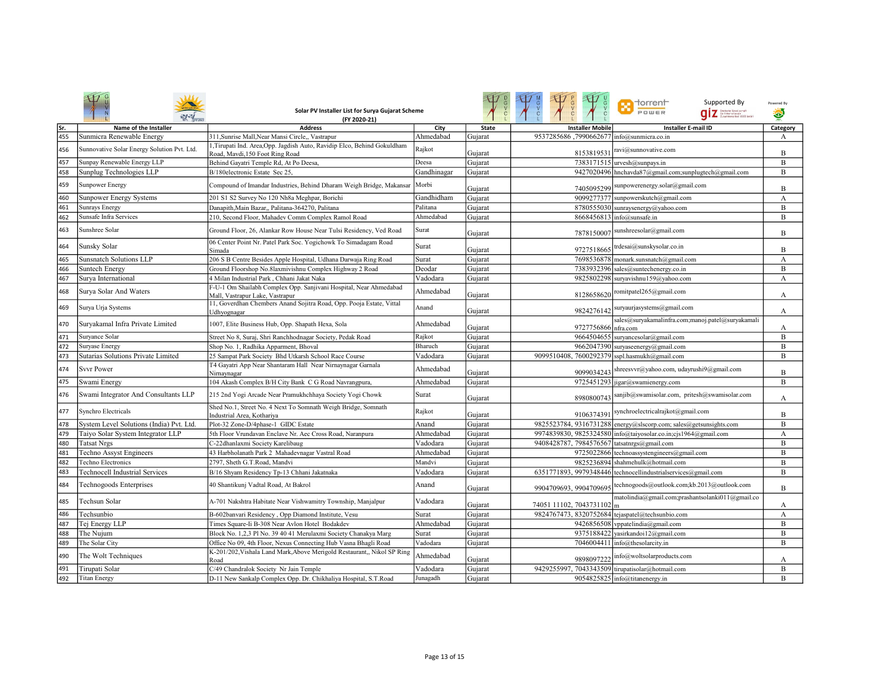Solar PV Installer List for Surya Gujarat Scheme (FY 2020-21)

Supported By giz

| Sr. | Name of the Installer | Address | City | State | Installer Mobile | Installer E-mail ID | Category |
|---|---|---|---|---|---|---|---|
| 455 | Sunmicra Renewable Energy | 311,Sunrise Mall,Near Mansi Circle,, Vastrapur | Ahmedabad | Gujarat | 9537285686 ,7990662677 | info@sunmicra.co.in | A |
| 456 | Sunnovative Solar Energy Solution Pvt. Ltd. | 1,Tirupati Ind. Area,Opp. Jagdish Auto, Ravidip Elco, Behind Gokuldham Road, Mavdi,150 Foot Ring Road | Rajkot | Gujarat | 8153819531 | ravi@sunnovative.com | B |
| 457 | Sunpay Renewable Energy LLP | Behind Gayatri Temple Rd, At Po Deesa, | Deesa | Gujarat | 7383171515 | urvesh@sunpays.in | B |
| 458 | Sunplug Technologies LLP | B/180electronic Estate Sec 25, | Gandhinagar | Gujarat | 9427020496 | hnchavda87@gmail.com;sunplugtech@gmail.com | B |
| 459 | Sunpower Energy | Compound of Imandar Industries, Behind Dharam Weigh Bridge, Makansar | Morbi | Gujarat | 7405095299 | sunpowerenergy.solar@gmail.com | B |
| 460 | Sunpower Energy Systems | 201 S1 S2 Survey No 120 Nh8a Meghpar, Borichi | Gandhidham | Gujarat | 9099277377 | sunpowerskutch@gmail.com | A |
| 461 | Sunrays Energy | Danapith,Main Bazar,, Palitana-364270, Palitana | Palitana | Gujarat | 8780555030 | sunraysenergy@yahoo.com | B |
| 462 | Sunsafe Infra Services | 210, Second Floor, Mahadev Comm Complex Ramol Road | Ahmedabad | Gujarat | 8668456813 | info@sunsafe.in | B |
| 463 | Sunshree Solar | Ground Floor, 26, Alankar Row House Near Tulsi Residency, Ved Road | Surat | Gujarat | 7878150007 | sunshreesolar@gmail.com | B |
| 464 | Sunsky Solar | 06 Center Point Nr. Patel Park Soc. Yogichowk To Simadagam Road Simada | Surat | Gujarat | 9727518665 | trdesai@sunskysolar.co.in | B |
| 465 | Sunsnatch Solutions LLP | 206 S B Centre Besides Apple Hospital, Udhana Darwaja Ring Road | Surat | Gujarat | 7698536878 | monark.sunsnatch@gmail.com | A |
| 466 | Suntech Energy | Ground Floorshop No.8laxmivishnu Complex Highway 2 Road | Deodar | Gujarat | 7383932396 | sales@suntechenergy.co.in | B |
| 467 | Surya International | 4 Milan Industrial Park , Chhani Jakat Naka | Vadodara | Gujarat | 9825802298 | suryavishnu159@yahoo.com | A |
| 468 | Surya Solar And Waters | F-U-1 Om Shailabh Complex Opp. Sanjivani Hospital, Near Ahmedabad Mall, Vastrapur Lake, Vastrapur | Ahmedabad | Gujarat | 8128658620 | romitpatel265@gmail.com | A |
| 469 | Surya Urja Systems | 11, Goverdhan Chembers Anand Sojitra Road, Opp. Pooja Estate, Vittal Udhyognagar | Anand | Gujarat | 9824276142 | suryaurjasystems@gmail.com | A |
| 470 | Suryakamal Infra Private Limited | 1007, Elite Business Hub, Opp. Shapath Hexa, Sola | Ahmedabad | Gujarat | 9727756866 | sales@suryakamalinfra.com;manoj.patel@suryakamalinfra.com | A |
| 471 | Suryance Solar | Street No 8, Suraj, Shri Ranchhodnagar Society, Pedak Road | Rajkot | Gujarat | 9664504655 | suryancesolar@gmail.com | B |
| 472 | Suryase Energy | Shop No. 1, Radhika Apparment, Bhoval | Bharuch | Gujarat | 9662047390 | suryaseenergy@gmail.com | B |
| 473 | Sutarias Solutions Private Limited | 25 Sampat Park Society Bhd Utkarsh School Race Course | Vadodara | Gujarat | 9099510408, 7600292379 | sspl.hasmukh@gmail.com | B |
| 474 | Svvr Power | T4 Gayatri App Near Shantaram Hall Near Nirnaynagar Garnala Nirnaynagar | Ahmedabad | Gujarat | 9099034243 | shreesvvr@yahoo.com, udayrushi9@gmail.com | B |
| 475 | Swami Energy | 104 Akash Complex B/H City Bank C G Road Navrangpura, | Ahmedabad | Gujarat | 9725451293 | jigar@swamienergy.com | B |
| 476 | Swami Integrator And Consultants LLP | 215 2nd Yogi Arcade Near Pramukhchhaya Society Yogi Chowk | Surat | Gujarat | 8980800743 | sanjib@swamisolar.com, pritesh@swamisolar.com | A |
| 477 | Synchro Electricals | Shed No.1, Street No. 4 Next To Somnath Weigh Bridge, Somnath Industrial Area, Kothariya | Rajkot | Gujarat | 9106374391 | synchroelectricalrajkot@gmail.com | B |
| 478 | System Level Solutions (India) Pvt. Ltd. | Plot-32 Zone-D/4phase-1 GIDC Estate | Anand | Gujarat | 9825523784, 9316731288 | energy@slscorp.com; sales@getsunsights.com | B |
| 479 | Taiyo Solar System Integrator LLP | 5th Floor Vrundavan Enclave Nr. Ace Cross Road, Naranpura | Ahmedabad | Gujarat | 9974839830, 9825324580 | info@taiyosolar.co.in;cjs1964@gmail.com | A |
| 480 | Tatsat Nrgs | C-22dhanlaxmi Society Karelibaug | Vadodara | Gujarat | 9408428787, 7984576567 | tatsatnrgs@gmail.com | B |
| 481 | Techno Assyst Engineers | 43 Harbholanath Park 2 Mahadevnagar Vastral Road | Ahmedabad | Gujarat | 9725022866 | technoassystengineers@gmail.com | B |
| 482 | Techno Electronics | 2797, Sheth G.T.Road, Mandvi | Mandvi | Gujarat | 9825236894 | shahmehulk@hotmail.com | B |
| 483 | Technocell Industrial Services | B/16 Shyam Residency Tp-13 Chhani Jakatnaka | Vadodara | Gujarat | 6351771893, 9979348446 | technocellindustrialservices@gmail.com | B |
| 484 | Technogoods Enterprises | 40 Shantikunj Vadtal Road, At Bakrol | Anand | Gujarat | 9904709693, 9904709695 | technogoods@outlook.com;kb.2013@outlook.com | B |
| 485 | Techsun Solar | A-701 Nakshtra Habitate Near Vishwamitry Township, Manjalpur | Vadodara | Gujarat | 74051 11102, 7043731102 | matolindia@gmail.com;prashantsolanki011@gmail.com | A |
| 486 | Techsunbio | B-602banvari Residency , Opp Diamond Institute, Vesu | Surat | Gujarat | 9824767473, 8320752684 | tejaspatel@techsunbio.com | A |
| 487 | Tej Energy LLP | Times Square-Ii B-308 Near Avlon Hotel Bodakdev | Ahmedabad | Gujarat | 9426856508 | vppatelindia@gmail.com | B |
| 488 | The Nujum | Block No. 1,2,3 Pl No. 39 40 41 Merulaxmi Society Chanakya Marg | Surat | Gujarat | 9375188422 | yasirkandoi12@gmail.com | B |
| 489 | The Solar City | Office No 09, 4th Floor, Nexus Connecting Hub Vasna Bhagli Road | Vadodara | Gujarat | 7046004411 | info@thesolarcity.in | B |
| 490 | The Wolt Techniques | K-201/202,Vishala Land Mark,Above Merigold Restaurant,, Nikol SP Ring Road | Ahmedabad | Gujarat | 9898097222 | info@woltsolarproducts.com | A |
| 491 | Tirupati Solar | C/49 Chandralok Society Nr Jain Temple | Vadodara | Gujarat | 9429255997, 7043343509 | tirupatisolar@hotmail.com | B |
| 492 | Titan Energy | D-11 New Sankalp Complex Opp. Dr. Chikhaliya Hospital, S.T.Road | Junagadh | Gujarat | 9054825825 | info@titanenergy.in | B |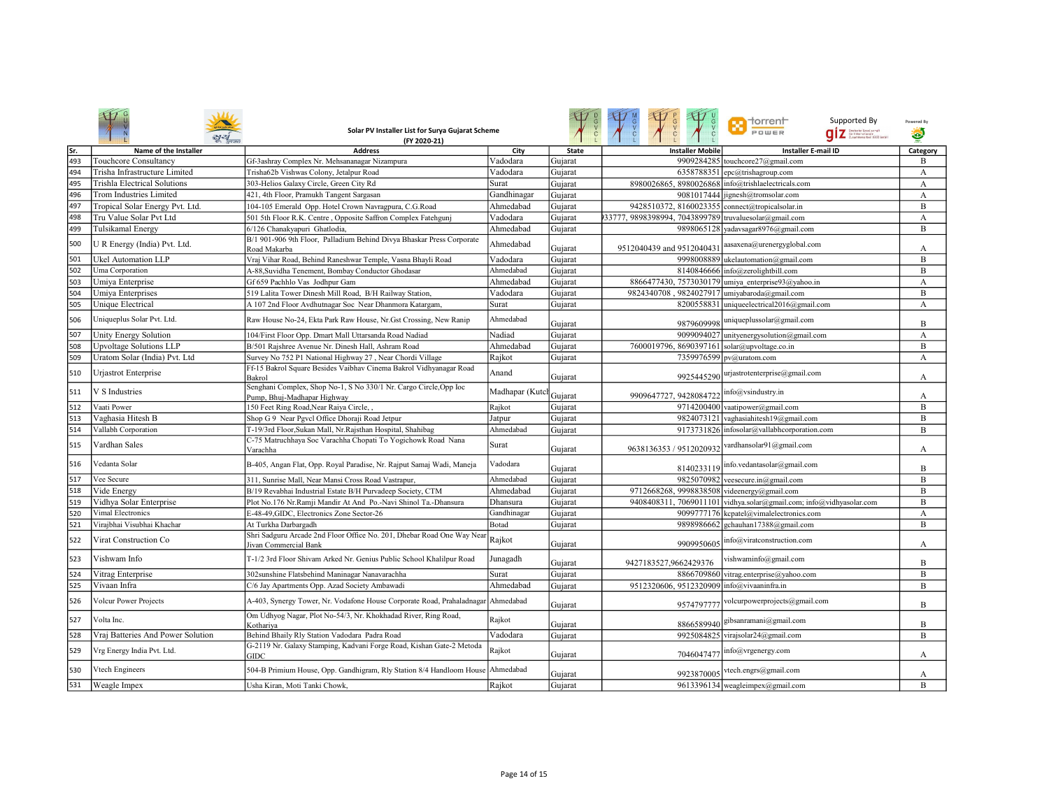Solar PV Installer List for Surya Gujarat Scheme
(FY 2020-21)

Supported By

Powered By

| Sr. | Name of the Installer | Address | City | State | Installer Mobile | Installer E-mail ID | Category |
|---|---|---|---|---|---|---|---|
| 493 | Touchcore Consultancy | Gf-3ashray Complex Nr. Mehsananagar Nizampura | Vadodara | Gujarat | 9909284285 | touchcore27@gmail.com | B |
| 494 | Trisha Infrastructure Limited | Trisha62b Vishwas Colony, Jetalpur Road | Vadodara | Gujarat | 6358788351 | epc@trishagroup.com | A |
| 495 | Trishla Electrical Solutions | 303-Helios Galaxy Circle, Green City Rd | Surat | Gujarat | 8980026865, 8980026868 | info@trishlaelectricals.com | A |
| 496 | Trom Industries Limited | 421, 4th Floor, Pramukh Tangent Sargasan | Gandhinagar | Gujarat | 9081017444 | jignesh@tromsolar.com | A |
| 497 | Tropical Solar Energy Pvt. Ltd. | 104-105 Emerald Opp. Hotel Crown Navragpura, C.G.Road | Ahmedabad | Gujarat | 9428510372, 8160023355 | connect@tropicalsolar.in | B |
| 498 | Tru Value Solar Pvt Ltd | 501 5th Floor R.K. Centre , Opposite Saffron Complex Fatehgunj | Vadodara | Gujarat | 33777, 9898398994, 7043899789 | truvaluesolar@gmail.com | A |
| 499 | Tulsikamal Energy | 6/126 Chanakyapuri Ghatlodia, | Ahmedabad | Gujarat | 9898065128 | yadavsagar8976@gmail.com | B |
| 500 | U R Energy (India) Pvt. Ltd. | B/1 901-906 9th Floor, Palladium Behind Divya Bhaskar Press Corporate Road Makarba | Ahmedabad | Gujarat | 9512040439 and 9512040431 | aasaxena@urenergyglobal.com | A |
| 501 | Ukel Automation LLP | Vraj Vihar Road, Behind Raneshwar Temple, Vasna Bhayli Road | Vadodara | Gujarat | 9998008889 | ukelautomation@gmail.com | B |
| 502 | Uma Corporation | A-88,Suvidha Tenement, Bombay Conductor Ghodasar | Ahmedabad | Gujarat | 8140846666 | info@zerolightbill.com | B |
| 503 | Umiya Enterprise | Gf 659 Pachhlo Vas Jodhpur Gam | Ahmedabad | Gujarat | 8866477430, 7573030179 | umiya_enterprise93@yahoo.in | A |
| 504 | Umiya Enterprises | 519 Lalita Tower Dinesh Mill Road, B/H Railway Station, | Vadodara | Gujarat | 9824340708 , 9824027917 | umiyabaroda@gmail.com | B |
| 505 | Unique Electrical | A 107 2nd Floor Avdhutnagar Soc Near Dhanmora Katargam, | Surat | Gujarat | 8200558831 | uniqueelectrical2016@gmail.com | A |
| 506 | Uniqueplus Solar Pvt. Ltd. | Raw House No-24, Ekta Park Raw House, Nr.Gst Crossing, New Ranip | Ahmedabad | Gujarat | 9879609998 | uniqueplussolar@gmail.com | B |
| 507 | Unity Energy Solution | 104/First Floor Opp. Dmart Mall Uttarsanda Road Nadiad | Nadiad | Gujarat | 9099094027 | unityenergysolution@gmail.com | A |
| 508 | Upvoltage Solutions LLP | B/501 Rajshree Avenue Nr. Dinesh Hall, Ashram Road | Ahmedabad | Gujarat | 7600019796, 8690397161 | solar@upvoltage.co.in | B |
| 509 | Uratom Solar (India) Pvt. Ltd | Survey No 752 P1 National Highway 27 , Near Chordi Village | Rajkot | Gujarat | 7359976599 | pv@uratom.com | A |
| 510 | Urjastrot Enterprise | Ff-15 Bakrol Square Besides Vaibhav Cinema Bakrol Vidhyanagar Road Bakrol | Anand | Gujarat | 9925445290 | urjastrotenterprise@gmail.com | A |
| 511 | V S Industries | Senghani Complex, Shop No-1, S No 330/1 Nr. Cargo Circle,Opp Ioc Pump, Bhuj-Madhapar Highway | Madhapar (Kutch | Gujarat | 9909647727, 9428084722 | info@vsindustry.in | A |
| 512 | Vaati Power | 150 Feet Ring Road,Near Raiya Circle, , | Rajkot | Gujarat | 9714200400 | vaatipower@gmail.com | B |
| 513 | Vaghasia Hitesh B | Shop G 9 Near Pgvcl Office Dhoraji Road Jetpur | Jatpur | Gujarat | 9824073121 | vaghasiahitesh19@gmail.com | B |
| 514 | Vallabh Corporation | T-19/3rd Floor,Sukan Mall, Nr.Rajsthan Hospital, Shahibag | Ahmedabad | Gujarat | 9173731826 | infosolar@vallabhcorporation.com | B |
| 515 | Vardhan Sales | C-75 Matruchhaya Soc Varachha Chopati To Yogichowk Road Nana Varachha | Surat | Gujarat | 9638136353 / 9512020932 | vardhansolar91@gmail.com | A |
| 516 | Vedanta Solar | B-405, Angan Flat, Opp. Royal Paradise, Nr. Rajput Samaj Wadi, Maneja | Vadodara | Gujarat | 8140233119 | info.vedantasolar@gmail.com | B |
| 517 | Vee Secure | 311, Sunrise Mall, Near Mansi Cross Road Vastrapur, | Ahmedabad | Gujarat | 9825070982 | veesecure.in@gmail.com | B |
| 518 | Vide Energy | B/19 Revabhai Industrial Estate B/H Purvadeep Society, CTM | Ahmedabad | Gujarat | 9712668268, 9998838508 | videenergy@gmail.com | B |
| 519 | Vidhya Solar Enterprise | Plot No.176 Nr.Ramji Mandir At And Po.-Navi Shinol Ta.-Dhansura | Dhansura | Gujarat | 9408408311, 7069011101 | vidhya.solar@gmail.com; info@vidhyasolar.com | B |
| 520 | Vimal Electronics | E-48-49,GIDC, Electronics Zone Sector-26 | Gandhinagar | Gujarat | 9099777176 | kcpatel@vimalelectronics.com | A |
| 521 | Virajbhai Visubhai Khachar | At Turkha Darbargadh | Botad | Gujarat | 9898986662 | gchauhan17388@gmail.com | B |
| 522 | Virat Construction Co | Shri Sadguru Arcade 2nd Floor Office No. 201, Dhebar Road One Way Near Jivan Commercial Bank | Rajkot | Gujarat | 9909950605 | info@viratconstruction.com | A |
| 523 | Vishwam Info | T-1/2 3rd Floor Shivam Arked Nr. Genius Public School Khalilpur Road | Junagadh | Gujarat | 9427183527,9662429376 | vishwaminfo@gmail.com | B |
| 524 | Vitrag Enterprise | 302sunshine Flatsbehind Maninagar Nanavarachha | Surat | Gujarat | 8866709860 | vitrag.enterprise@yahoo.com | B |
| 525 | Vivaan Infra | C/6 Jay Apartments Opp. Azad Society Ambawadi | Ahmedabad | Gujarat | 9512320606, 9512320909 | info@vivaaninfra.in | B |
| 526 | Volcur Power Projects | A-403, Synergy Tower, Nr. Vodafone House Corporate Road, Prahaladnagar | Ahmedabad | Gujarat | 9574797777 | volcurpowerprojects@gmail.com | B |
| 527 | Volta Inc. | Om Udhyog Nagar, Plot No-54/3, Nr. Khokhadad River, Ring Road, Kothariya | Rajkot | Gujarat | 8866589940 | gibsanramani@gmail.com | B |
| 528 | Vraj Batteries And Power Solution | Behind Bhaily Rly Station Vadodara Padra Road | Vadodara | Gujarat | 9925084825 | virajsolar24@gmail.com | B |
| 529 | Vrg Energy India Pvt. Ltd. | G-2119 Nr. Galaxy Stamping, Kadvani Forge Road, Kishan Gate-2 Metoda GIDC | Rajkot | Gujarat | 7046047477 | info@vrgenergy.com | A |
| 530 | Vtech Engineers | 504-B Primium House, Opp. Gandhigram, Rly Station 8/4 Handloom House | Ahmedabad | Gujarat | 9923870005 | vtech.engrs@gmail.com | A |
| 531 | Weagle Impex | Usha Kiran, Moti Tanki Chowk, | Rajkot | Gujarat | 9613396134 | weagleimpex@gmail.com | B |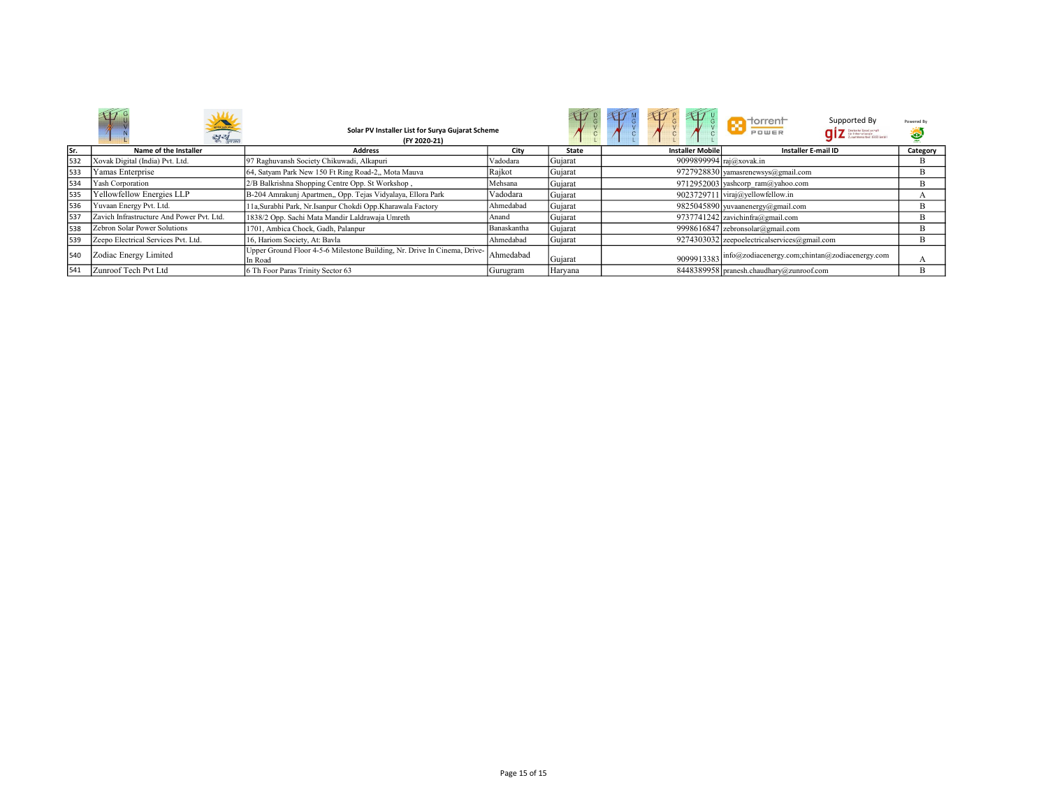**Solar PV Installer List for Surya Gujarat Scheme (FY 2020-21)**

| Sr. | Name of the Installer | Address | City | State | Installer Mobile | Installer E-mail ID | Category |
|---|---|---|---|---|---|---|---|
| 532 | Xovak Digital (India) Pvt. Ltd. | 97 Raghuvansh Society Chikuwadi, Alkapuri | Vadodara | Gujarat | 9099899994 | raj@xovak.in | B |
| 533 | Yamas Enterprise | 64, Satyam Park New 150 Ft Ring Road-2,, Mota Mauva | Rajkot | Gujarat | 9727928830 | yamasrenewsys@gmail.com | B |
| 534 | Yash Corporation | 2/B Balkrishna Shopping Centre Opp. St Workshop , | Mehsana | Gujarat | 9712952003 | yashcorp_ram@yahoo.com | B |
| 535 | Yellowfellow Energies LLP | B-204 Amrakunj Apartmen,, Opp. Tejas Vidyalaya, Ellora Park | Vadodara | Gujarat | 9023729711 | viraj@yellowfellow.in | A |
| 536 | Yuvaan Energy Pvt. Ltd. | 11a,Surabhi Park, Nr.Isanpur Chokdi Opp.Kharawala Factory | Ahmedabad | Gujarat | 9825045890 | yuvaanenergy@gmail.com | B |
| 537 | Zavich Infrastructure And Power Pvt. Ltd. | 1838/2 Opp. Sachi Mata Mandir Laldrawaja Umreth | Anand | Gujarat | 9737741242 | zavichinfra@gmail.com | B |
| 538 | Zebron Solar Power Solutions | 1701, Ambica Chock, Gadh, Palanpur | Banaskantha | Gujarat | 9998616847 | zebronsolar@gmail.com | B |
| 539 | Zeepo Electrical Services Pvt. Ltd. | 16, Hariom Society, At: Bavla | Ahmedabad | Gujarat | 9274303032 | zeepoelectricalservices@gmail.com | B |
| 540 | Zodiac Energy Limited | Upper Ground Floor 4-5-6 Milestone Building, Nr. Drive In Cinema, Drive-In Road | Ahmedabad | Gujarat | 9099913383 | info@zodiacenergy.com;chintan@zodiacenergy.com | A |
| 541 | Zunroof Tech Pvt Ltd | 6 Th Foor Paras Trinity Sector 63 | Gurugram | Haryana | 8448389958 | pranesh.chaudhary@zunroof.com | B |